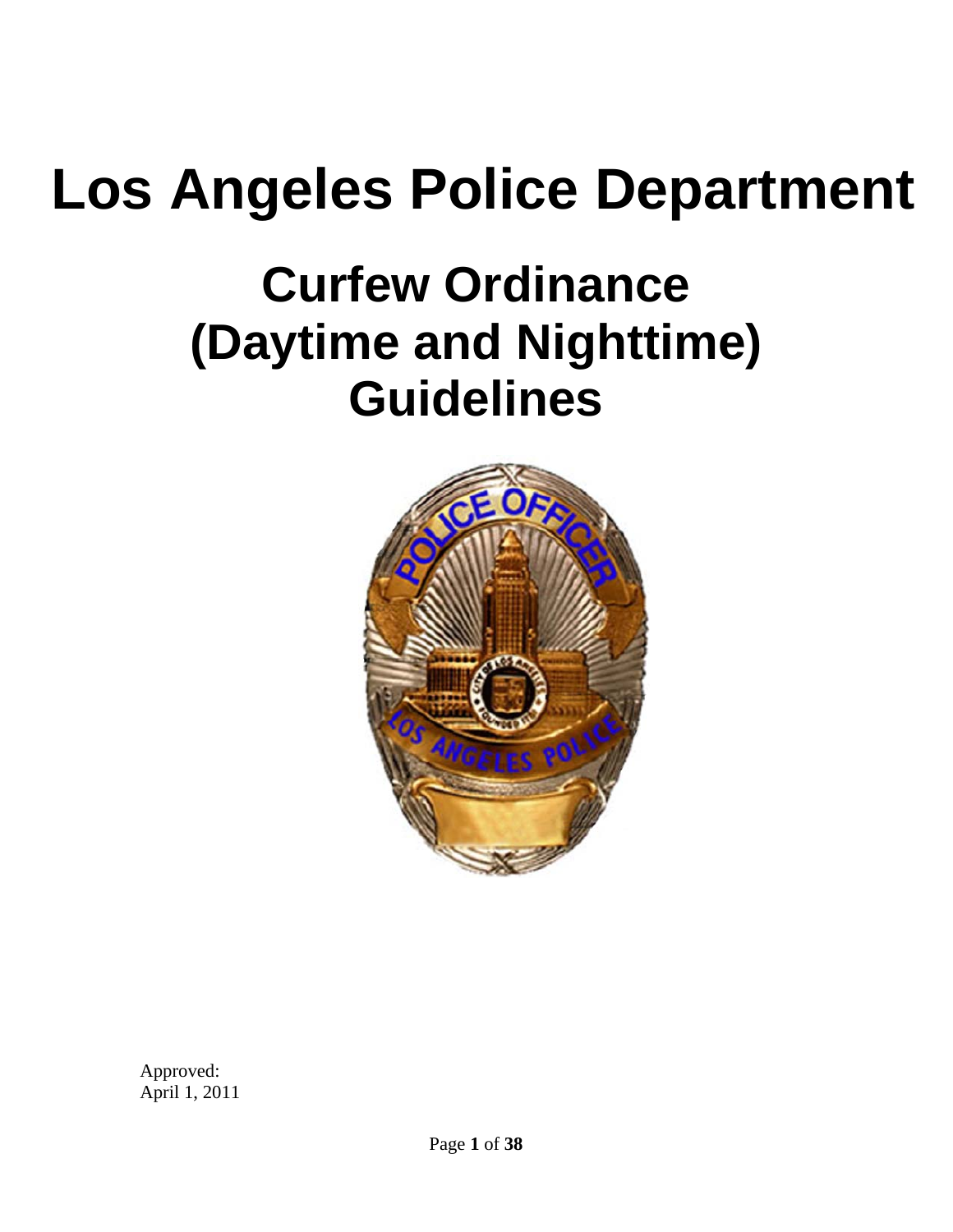# Los Angeles Police Department

## Curfew Ordinance (Daytime and Nighttime) Guidelines

Approved:
April 1, 2011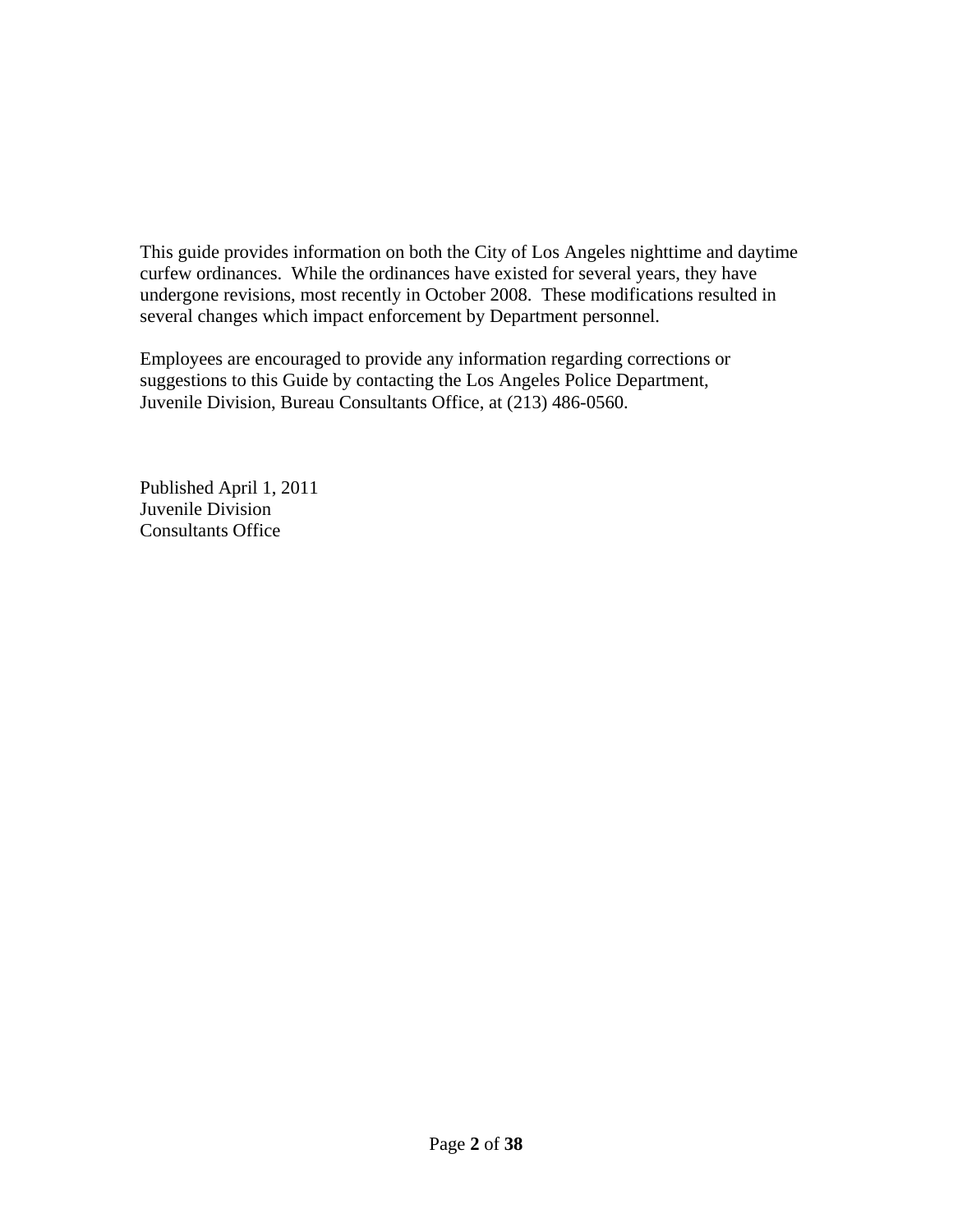This guide provides information on both the City of Los Angeles nighttime and daytime curfew ordinances. While the ordinances have existed for several years, they have undergone revisions, most recently in October 2008. These modifications resulted in several changes which impact enforcement by Department personnel.

Employees are encouraged to provide any information regarding corrections or suggestions to this Guide by contacting the Los Angeles Police Department, Juvenile Division, Bureau Consultants Office, at (213) 486-0560.

Published April 1, 2011  
Juvenile Division  
Consultants Office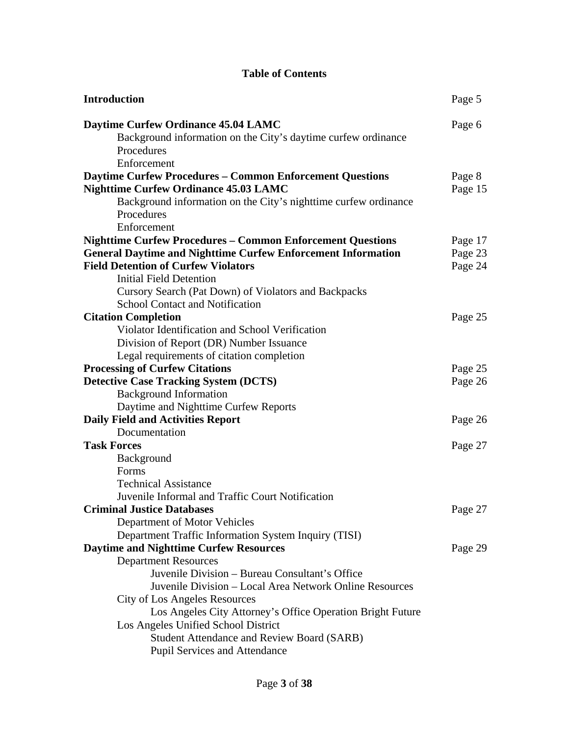# Table of Contents

| | |
|---|---|
| **Introduction** | Page 5 |
| **Daytime Curfew Ordinance 45.04 LAMC** | Page 6 |
| Background information on the City's daytime curfew ordinance | |
| Procedures | |
| Enforcement | |
| **Daytime Curfew Procedures – Common Enforcement Questions** | Page 8 |
| **Nighttime Curfew Ordinance 45.03 LAMC** | Page 15 |
| Background information on the City's nighttime curfew ordinance | |
| Procedures | |
| Enforcement | |
| **Nighttime Curfew Procedures – Common Enforcement Questions** | Page 17 |
| **General Daytime and Nighttime Curfew Enforcement Information** | Page 23 |
| **Field Detention of Curfew Violators** | Page 24 |
| Initial Field Detention | |
| Cursory Search (Pat Down) of Violators and Backpacks | |
| School Contact and Notification | |
| **Citation Completion** | Page 25 |
| Violator Identification and School Verification | |
| Division of Report (DR) Number Issuance | |
| Legal requirements of citation completion | |
| **Processing of Curfew Citations** | Page 25 |
| **Detective Case Tracking System (DCTS)** | Page 26 |
| Background Information | |
| Daytime and Nighttime Curfew Reports | |
| **Daily Field and Activities Report** | Page 26 |
| Documentation | |
| **Task Forces** | Page 27 |
| Background | |
| Forms | |
| Technical Assistance | |
| Juvenile Informal and Traffic Court Notification | |
| **Criminal Justice Databases** | Page 27 |
| Department of Motor Vehicles | |
| Department Traffic Information System Inquiry (TISI) | |
| **Daytime and Nighttime Curfew Resources** | Page 29 |
| Department Resources | |
| Juvenile Division – Bureau Consultant's Office | |
| Juvenile Division – Local Area Network Online Resources | |
| City of Los Angeles Resources | |
| Los Angeles City Attorney's Office Operation Bright Future | |
| Los Angeles Unified School District | |
| Student Attendance and Review Board (SARB) | |
| Pupil Services and Attendance | |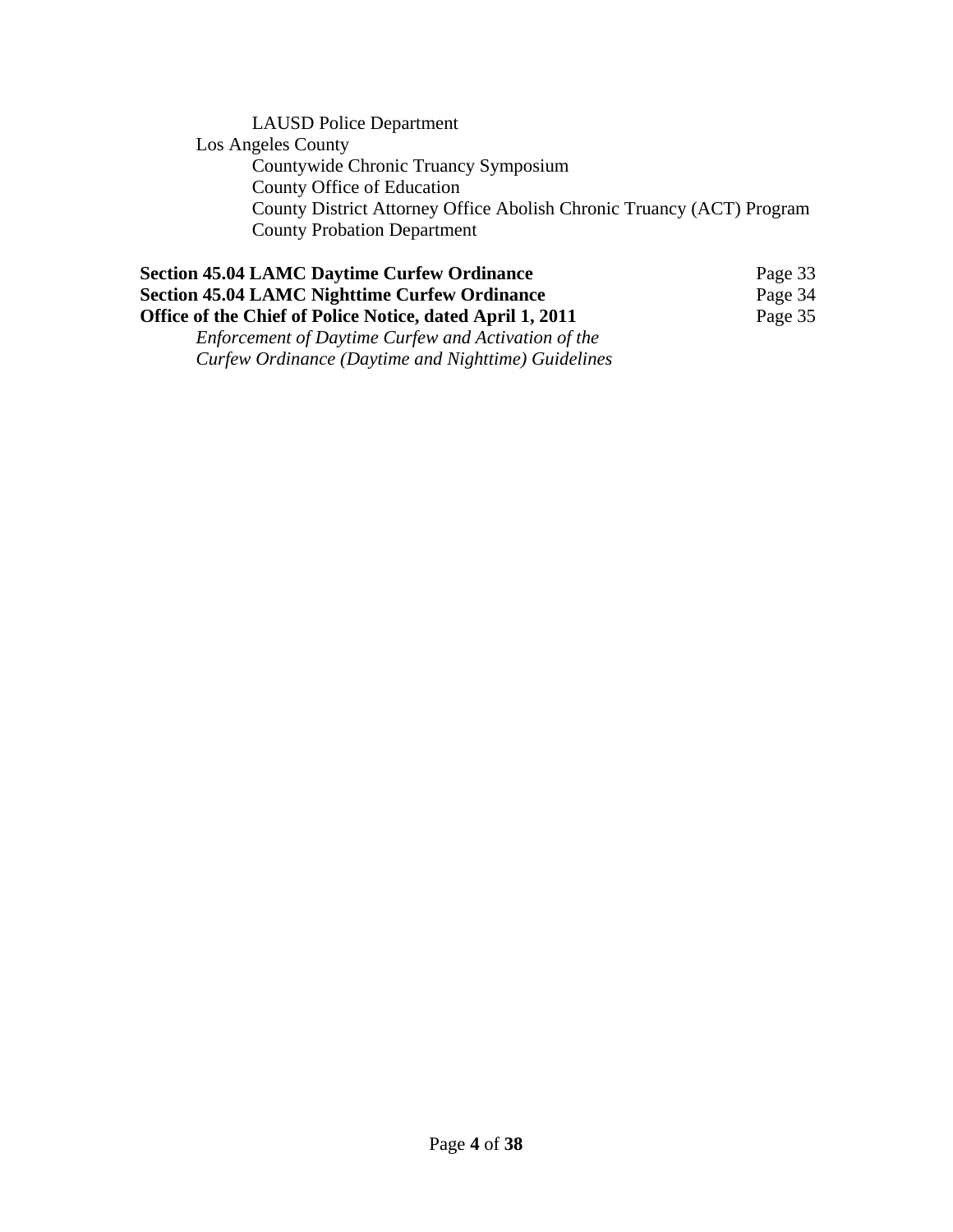- LAUSD Police Department
- Los Angeles County
  - Countywide Chronic Truancy Symposium
  - County Office of Education
  - County District Attorney Office Abolish Chronic Truancy (ACT) Program
  - County Probation Department

**Section 45.04 LAMC Daytime Curfew Ordinance** Page 33

**Section 45.04 LAMC Nighttime Curfew Ordinance** Page 34

**Office of the Chief of Police Notice, dated April 1, 2011** Page 35

*Enforcement of Daytime Curfew and Activation of the Curfew Ordinance (Daytime and Nighttime) Guidelines*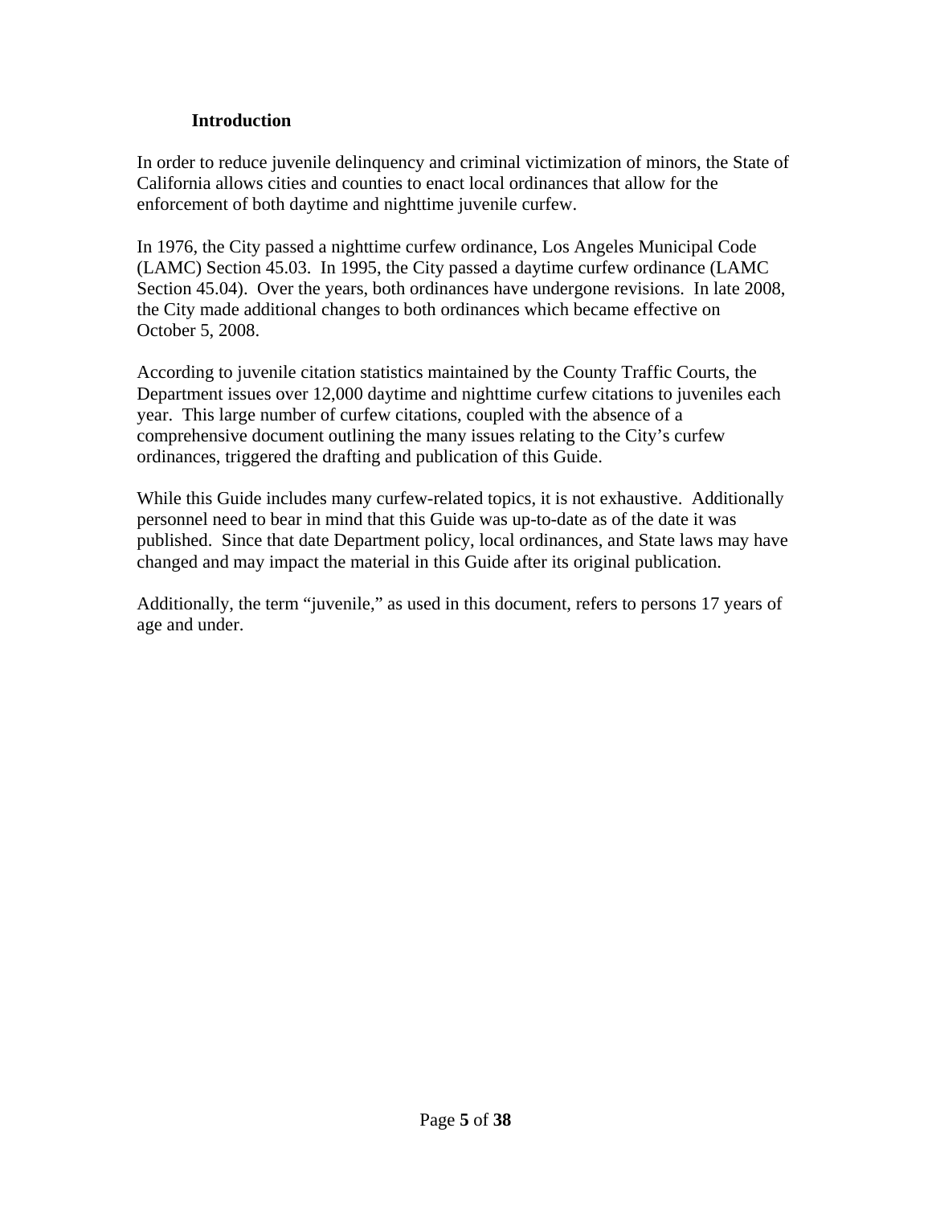## Introduction

In order to reduce juvenile delinquency and criminal victimization of minors, the State of California allows cities and counties to enact local ordinances that allow for the enforcement of both daytime and nighttime juvenile curfew.

In 1976, the City passed a nighttime curfew ordinance, Los Angeles Municipal Code (LAMC) Section 45.03. In 1995, the City passed a daytime curfew ordinance (LAMC Section 45.04). Over the years, both ordinances have undergone revisions. In late 2008, the City made additional changes to both ordinances which became effective on October 5, 2008.

According to juvenile citation statistics maintained by the County Traffic Courts, the Department issues over 12,000 daytime and nighttime curfew citations to juveniles each year. This large number of curfew citations, coupled with the absence of a comprehensive document outlining the many issues relating to the City's curfew ordinances, triggered the drafting and publication of this Guide.

While this Guide includes many curfew-related topics, it is not exhaustive. Additionally personnel need to bear in mind that this Guide was up-to-date as of the date it was published. Since that date Department policy, local ordinances, and State laws may have changed and may impact the material in this Guide after its original publication.

Additionally, the term "juvenile," as used in this document, refers to persons 17 years of age and under.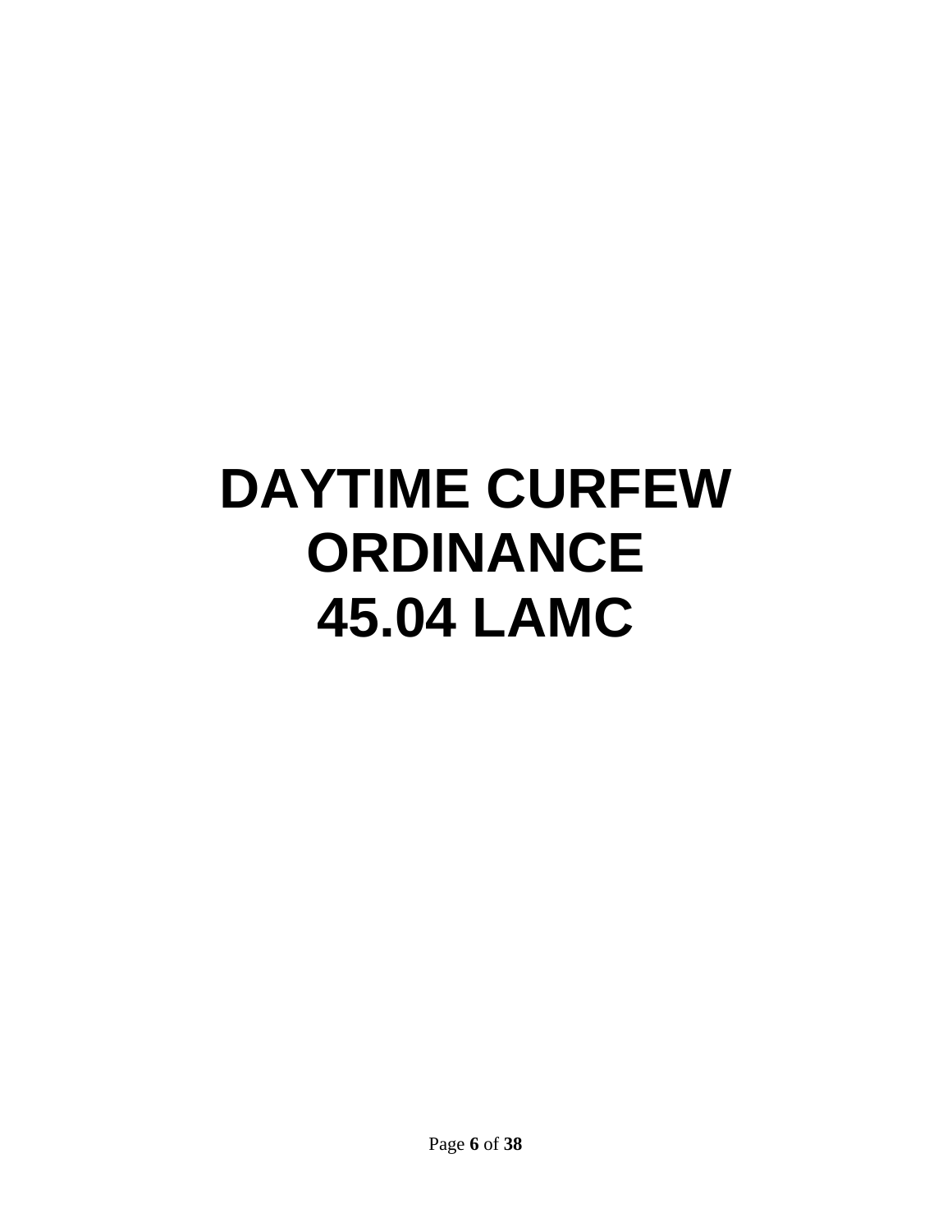# DAYTIME CURFEW ORDINANCE 45.04 LAMC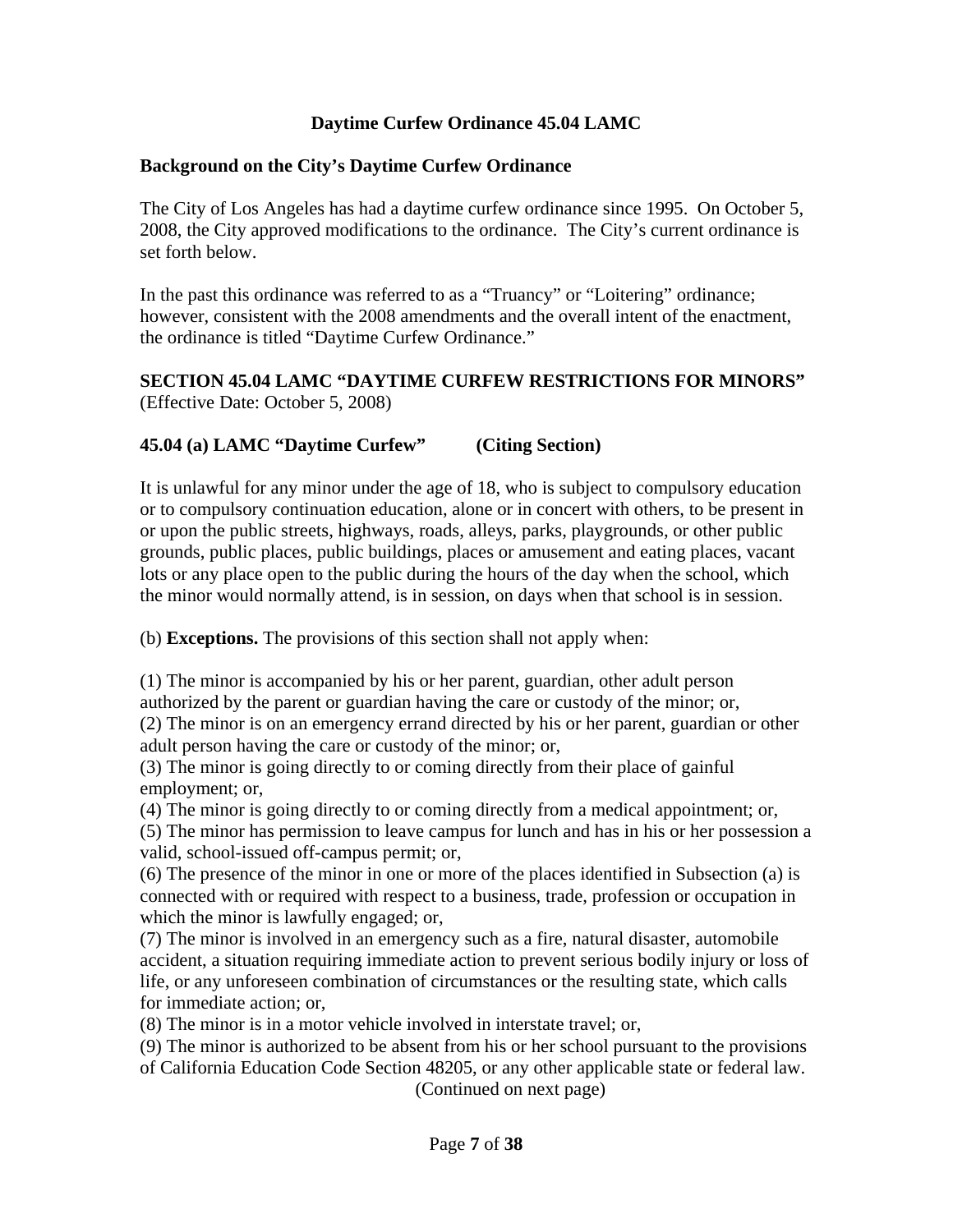# Daytime Curfew Ordinance 45.04 LAMC

## Background on the City's Daytime Curfew Ordinance

The City of Los Angeles has had a daytime curfew ordinance since 1995. On October 5, 2008, the City approved modifications to the ordinance. The City's current ordinance is set forth below.

In the past this ordinance was referred to as a "Truancy" or "Loitering" ordinance; however, consistent with the 2008 amendments and the overall intent of the enactment, the ordinance is titled "Daytime Curfew Ordinance."

## SECTION 45.04 LAMC "DAYTIME CURFEW RESTRICTIONS FOR MINORS"

(Effective Date: October 5, 2008)

### 45.04 (a) LAMC "Daytime Curfew" (Citing Section)

It is unlawful for any minor under the age of 18, who is subject to compulsory education or to compulsory continuation education, alone or in concert with others, to be present in or upon the public streets, highways, roads, alleys, parks, playgrounds, or other public grounds, public places, public buildings, places or amusement and eating places, vacant lots or any place open to the public during the hours of the day when the school, which the minor would normally attend, is in session, on days when that school is in session.

(b) **Exceptions.** The provisions of this section shall not apply when:

(1) The minor is accompanied by his or her parent, guardian, other adult person authorized by the parent or guardian having the care or custody of the minor; or,
(2) The minor is on an emergency errand directed by his or her parent, guardian or other adult person having the care or custody of the minor; or,
(3) The minor is going directly to or coming directly from their place of gainful employment; or,
(4) The minor is going directly to or coming directly from a medical appointment; or,
(5) The minor has permission to leave campus for lunch and has in his or her possession a valid, school-issued off-campus permit; or,
(6) The presence of the minor in one or more of the places identified in Subsection (a) is connected with or required with respect to a business, trade, profession or occupation in which the minor is lawfully engaged; or,
(7) The minor is involved in an emergency such as a fire, natural disaster, automobile accident, a situation requiring immediate action to prevent serious bodily injury or loss of life, or any unforeseen combination of circumstances or the resulting state, which calls for immediate action; or,
(8) The minor is in a motor vehicle involved in interstate travel; or,
(9) The minor is authorized to be absent from his or her school pursuant to the provisions of California Education Code Section 48205, or any other applicable state or federal law.

(Continued on next page)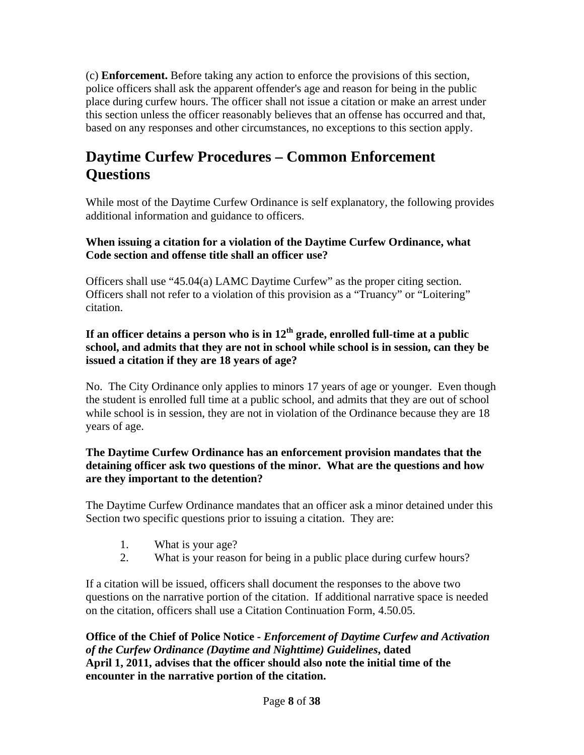(c) **Enforcement.** Before taking any action to enforce the provisions of this section, police officers shall ask the apparent offender's age and reason for being in the public place during curfew hours. The officer shall not issue a citation or make an arrest under this section unless the officer reasonably believes that an offense has occurred and that, based on any responses and other circumstances, no exceptions to this section apply.

## Daytime Curfew Procedures – Common Enforcement Questions

While most of the Daytime Curfew Ordinance is self explanatory, the following provides additional information and guidance to officers.

**When issuing a citation for a violation of the Daytime Curfew Ordinance, what Code section and offense title shall an officer use?**

Officers shall use "45.04(a) LAMC Daytime Curfew" as the proper citing section. Officers shall not refer to a violation of this provision as a "Truancy" or "Loitering" citation.

**If an officer detains a person who is in 12th grade, enrolled full-time at a public school, and admits that they are not in school while school is in session, can they be issued a citation if they are 18 years of age?**

No. The City Ordinance only applies to minors 17 years of age or younger. Even though the student is enrolled full time at a public school, and admits that they are out of school while school is in session, they are not in violation of the Ordinance because they are 18 years of age.

**The Daytime Curfew Ordinance has an enforcement provision mandates that the detaining officer ask two questions of the minor. What are the questions and how are they important to the detention?**

The Daytime Curfew Ordinance mandates that an officer ask a minor detained under this Section two specific questions prior to issuing a citation. They are:

1. What is your age?
2. What is your reason for being in a public place during curfew hours?

If a citation will be issued, officers shall document the responses to the above two questions on the narrative portion of the citation. If additional narrative space is needed on the citation, officers shall use a Citation Continuation Form, 4.50.05.

**Office of the Chief of Police Notice - *Enforcement of Daytime Curfew and Activation of the Curfew Ordinance (Daytime and Nighttime) Guidelines*, dated April 1, 2011, advises that the officer should also note the initial time of the encounter in the narrative portion of the citation.**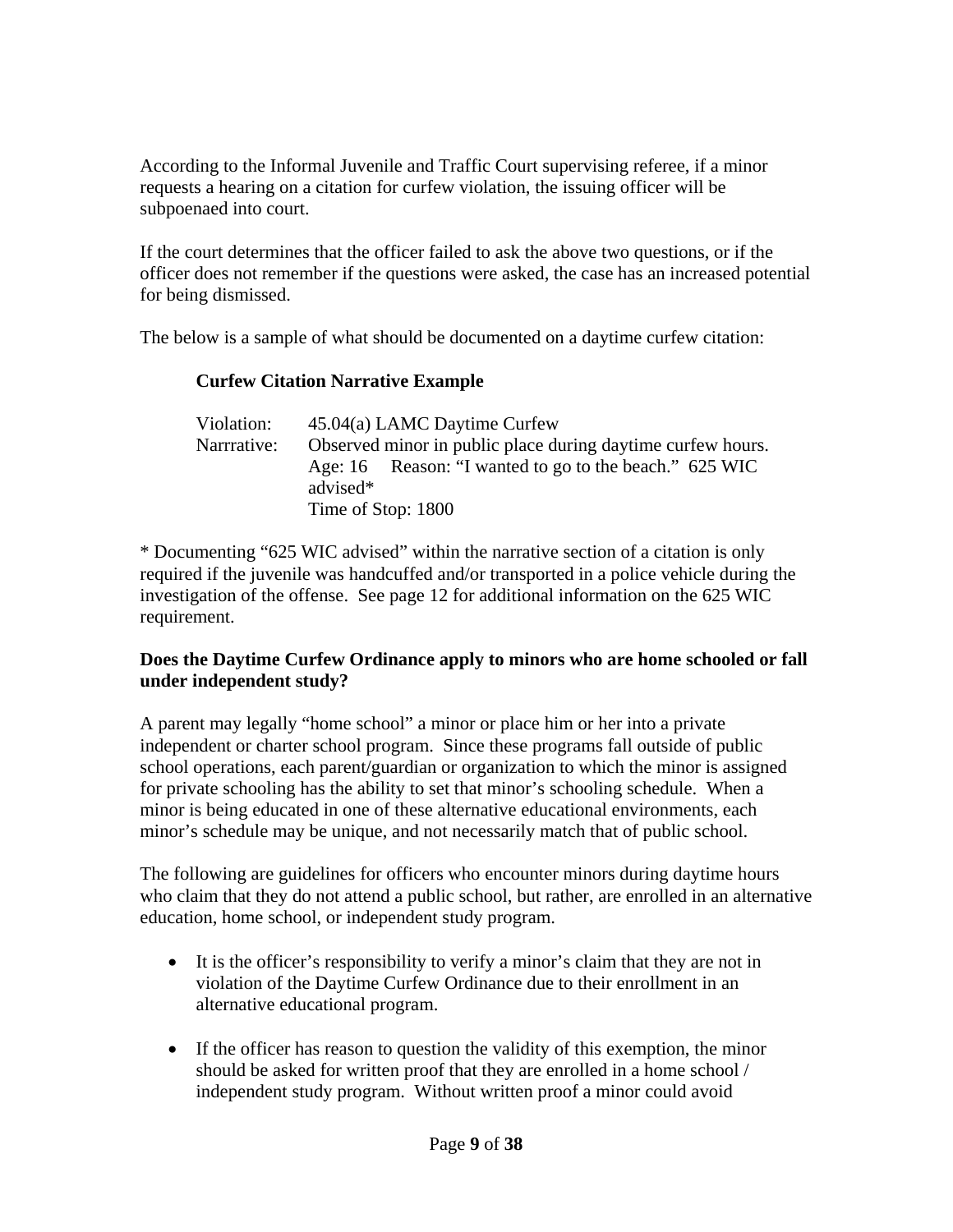According to the Informal Juvenile and Traffic Court supervising referee, if a minor requests a hearing on a citation for curfew violation, the issuing officer will be subpoenaed into court.

If the court determines that the officer failed to ask the above two questions, or if the officer does not remember if the questions were asked, the case has an increased potential for being dismissed.

The below is a sample of what should be documented on a daytime curfew citation:

**Curfew Citation Narrative Example**

Violation: 45.04(a) LAMC Daytime Curfew
Narrrative: Observed minor in public place during daytime curfew hours. Age: 16 Reason: "I wanted to go to the beach." 625 WIC advised*
Time of Stop: 1800

* Documenting "625 WIC advised" within the narrative section of a citation is only required if the juvenile was handcuffed and/or transported in a police vehicle during the investigation of the offense. See page 12 for additional information on the 625 WIC requirement.

**Does the Daytime Curfew Ordinance apply to minors who are home schooled or fall under independent study?**

A parent may legally "home school" a minor or place him or her into a private independent or charter school program. Since these programs fall outside of public school operations, each parent/guardian or organization to which the minor is assigned for private schooling has the ability to set that minor's schooling schedule. When a minor is being educated in one of these alternative educational environments, each minor's schedule may be unique, and not necessarily match that of public school.

The following are guidelines for officers who encounter minors during daytime hours who claim that they do not attend a public school, but rather, are enrolled in an alternative education, home school, or independent study program.

- It is the officer's responsibility to verify a minor's claim that they are not in violation of the Daytime Curfew Ordinance due to their enrollment in an alternative educational program.
- If the officer has reason to question the validity of this exemption, the minor should be asked for written proof that they are enrolled in a home school / independent study program. Without written proof a minor could avoid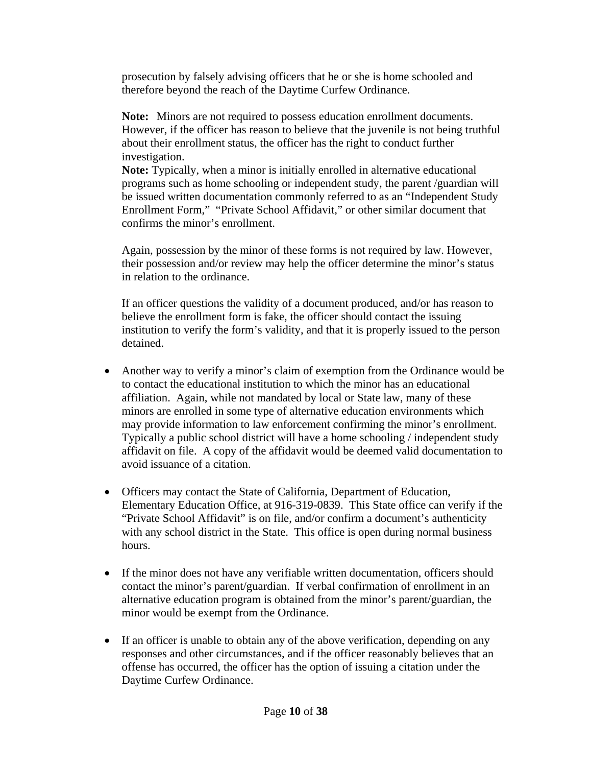prosecution by falsely advising officers that he or she is home schooled and therefore beyond the reach of the Daytime Curfew Ordinance.

**Note:** Minors are not required to possess education enrollment documents. However, if the officer has reason to believe that the juvenile is not being truthful about their enrollment status, the officer has the right to conduct further investigation.

**Note:** Typically, when a minor is initially enrolled in alternative educational programs such as home schooling or independent study, the parent /guardian will be issued written documentation commonly referred to as an "Independent Study Enrollment Form," "Private School Affidavit," or other similar document that confirms the minor's enrollment.

Again, possession by the minor of these forms is not required by law. However, their possession and/or review may help the officer determine the minor's status in relation to the ordinance.

If an officer questions the validity of a document produced, and/or has reason to believe the enrollment form is fake, the officer should contact the issuing institution to verify the form's validity, and that it is properly issued to the person detained.

- Another way to verify a minor's claim of exemption from the Ordinance would be to contact the educational institution to which the minor has an educational affiliation. Again, while not mandated by local or State law, many of these minors are enrolled in some type of alternative education environments which may provide information to law enforcement confirming the minor's enrollment. Typically a public school district will have a home schooling / independent study affidavit on file. A copy of the affidavit would be deemed valid documentation to avoid issuance of a citation.

- Officers may contact the State of California, Department of Education, Elementary Education Office, at 916-319-0839. This State office can verify if the "Private School Affidavit" is on file, and/or confirm a document's authenticity with any school district in the State. This office is open during normal business hours.

- If the minor does not have any verifiable written documentation, officers should contact the minor's parent/guardian. If verbal confirmation of enrollment in an alternative education program is obtained from the minor's parent/guardian, the minor would be exempt from the Ordinance.

- If an officer is unable to obtain any of the above verification, depending on any responses and other circumstances, and if the officer reasonably believes that an offense has occurred, the officer has the option of issuing a citation under the Daytime Curfew Ordinance.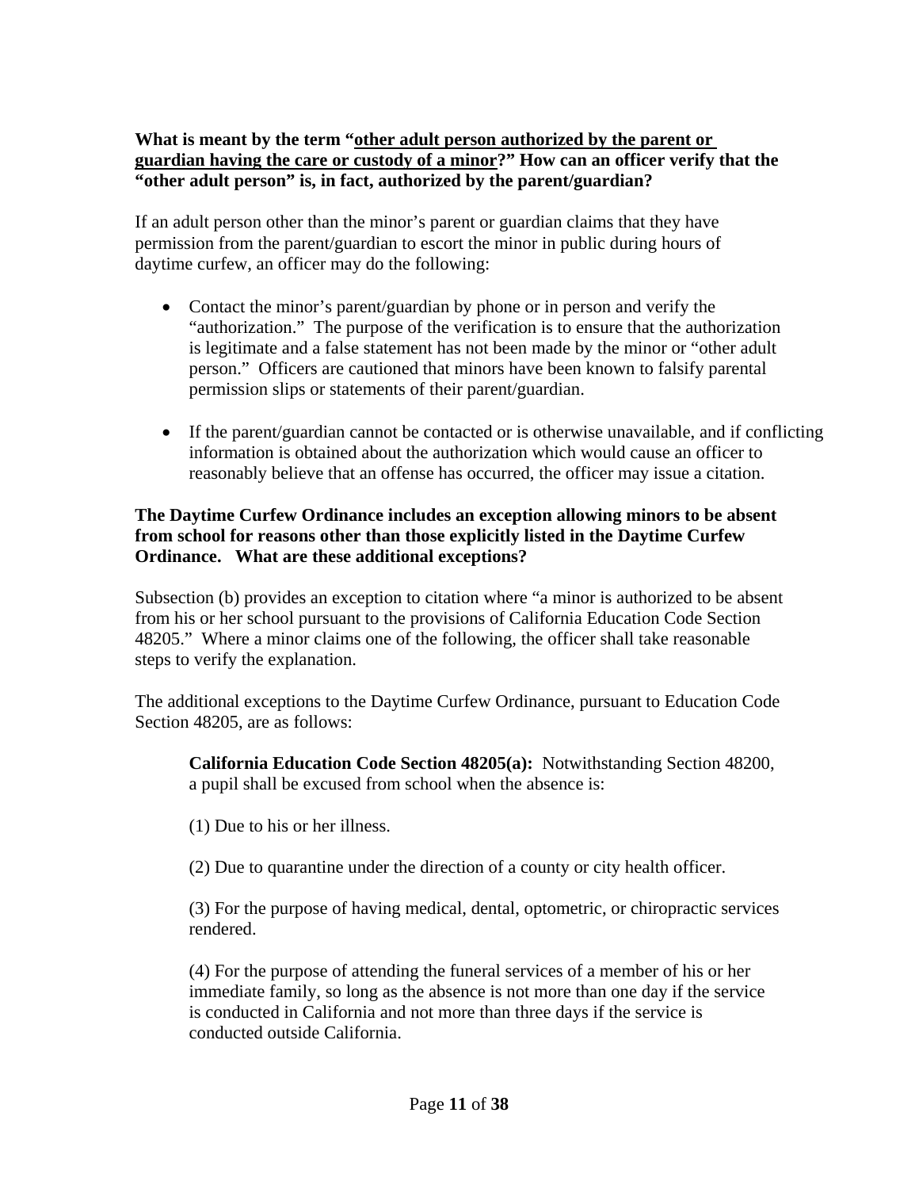**What is meant by the term "<u>other adult person authorized by the parent or guardian having the care or custody of a minor</u>?" How can an officer verify that the "other adult person" is, in fact, authorized by the parent/guardian?**

If an adult person other than the minor's parent or guardian claims that they have permission from the parent/guardian to escort the minor in public during hours of daytime curfew, an officer may do the following:

- Contact the minor's parent/guardian by phone or in person and verify the "authorization." The purpose of the verification is to ensure that the authorization is legitimate and a false statement has not been made by the minor or "other adult person." Officers are cautioned that minors have been known to falsify parental permission slips or statements of their parent/guardian.

- If the parent/guardian cannot be contacted or is otherwise unavailable, and if conflicting information is obtained about the authorization which would cause an officer to reasonably believe that an offense has occurred, the officer may issue a citation.

**The Daytime Curfew Ordinance includes an exception allowing minors to be absent from school for reasons other than those explicitly listed in the Daytime Curfew Ordinance. What are these additional exceptions?**

Subsection (b) provides an exception to citation where "a minor is authorized to be absent from his or her school pursuant to the provisions of California Education Code Section 48205." Where a minor claims one of the following, the officer shall take reasonable steps to verify the explanation.

The additional exceptions to the Daytime Curfew Ordinance, pursuant to Education Code Section 48205, are as follows:

> **California Education Code Section 48205(a):** Notwithstanding Section 48200, a pupil shall be excused from school when the absence is:
>
> (1) Due to his or her illness.
>
> (2) Due to quarantine under the direction of a county or city health officer.
>
> (3) For the purpose of having medical, dental, optometric, or chiropractic services rendered.
>
> (4) For the purpose of attending the funeral services of a member of his or her immediate family, so long as the absence is not more than one day if the service is conducted in California and not more than three days if the service is conducted outside California.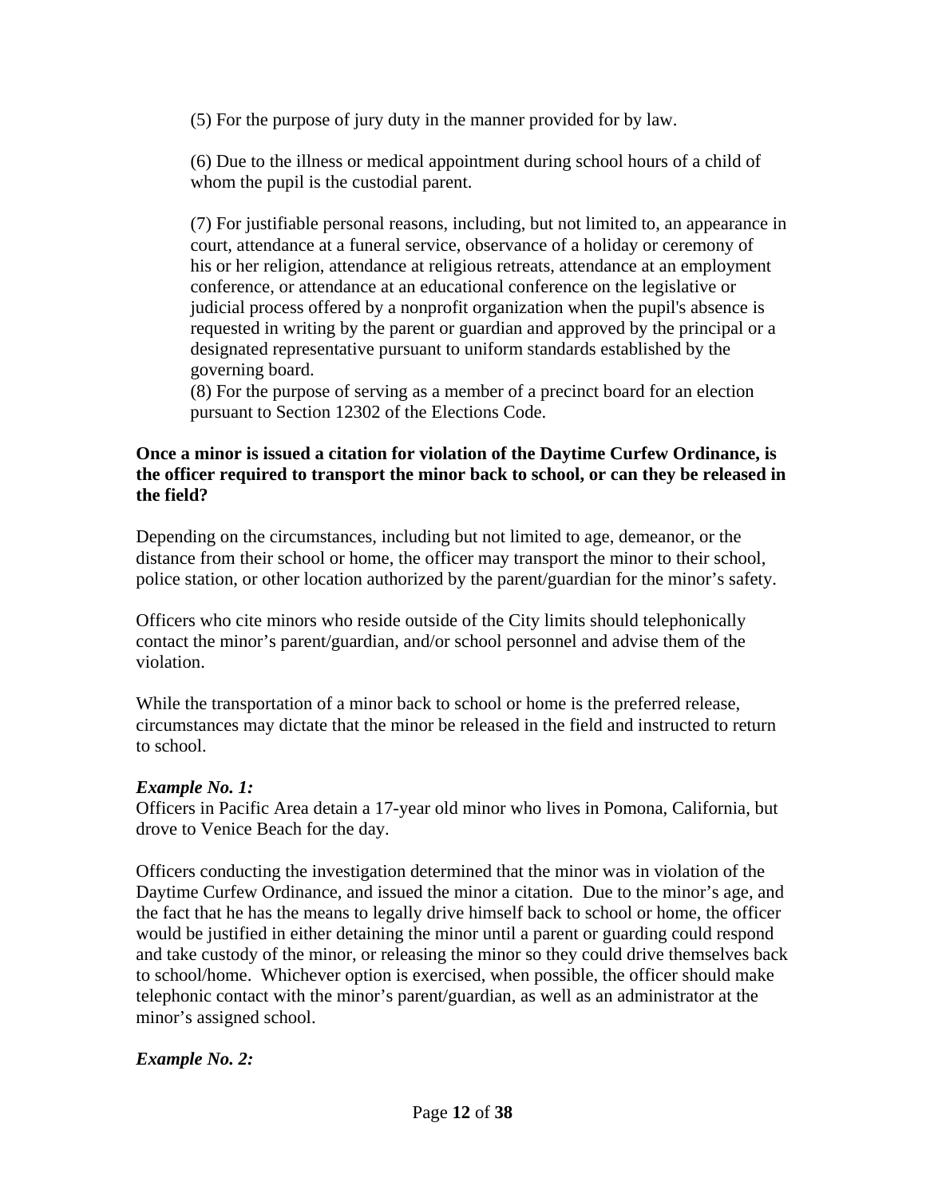(5) For the purpose of jury duty in the manner provided for by law.

(6) Due to the illness or medical appointment during school hours of a child of whom the pupil is the custodial parent.

(7) For justifiable personal reasons, including, but not limited to, an appearance in court, attendance at a funeral service, observance of a holiday or ceremony of his or her religion, attendance at religious retreats, attendance at an employment conference, or attendance at an educational conference on the legislative or judicial process offered by a nonprofit organization when the pupil's absence is requested in writing by the parent or guardian and approved by the principal or a designated representative pursuant to uniform standards established by the governing board.

(8) For the purpose of serving as a member of a precinct board for an election pursuant to Section 12302 of the Elections Code.

**Once a minor is issued a citation for violation of the Daytime Curfew Ordinance, is the officer required to transport the minor back to school, or can they be released in the field?**

Depending on the circumstances, including but not limited to age, demeanor, or the distance from their school or home, the officer may transport the minor to their school, police station, or other location authorized by the parent/guardian for the minor's safety.

Officers who cite minors who reside outside of the City limits should telephonically contact the minor's parent/guardian, and/or school personnel and advise them of the violation.

While the transportation of a minor back to school or home is the preferred release, circumstances may dictate that the minor be released in the field and instructed to return to school.

***Example No. 1:***
Officers in Pacific Area detain a 17-year old minor who lives in Pomona, California, but drove to Venice Beach for the day.

Officers conducting the investigation determined that the minor was in violation of the Daytime Curfew Ordinance, and issued the minor a citation. Due to the minor's age, and the fact that he has the means to legally drive himself back to school or home, the officer would be justified in either detaining the minor until a parent or guarding could respond and take custody of the minor, or releasing the minor so they could drive themselves back to school/home. Whichever option is exercised, when possible, the officer should make telephonic contact with the minor's parent/guardian, as well as an administrator at the minor's assigned school.

***Example No. 2:***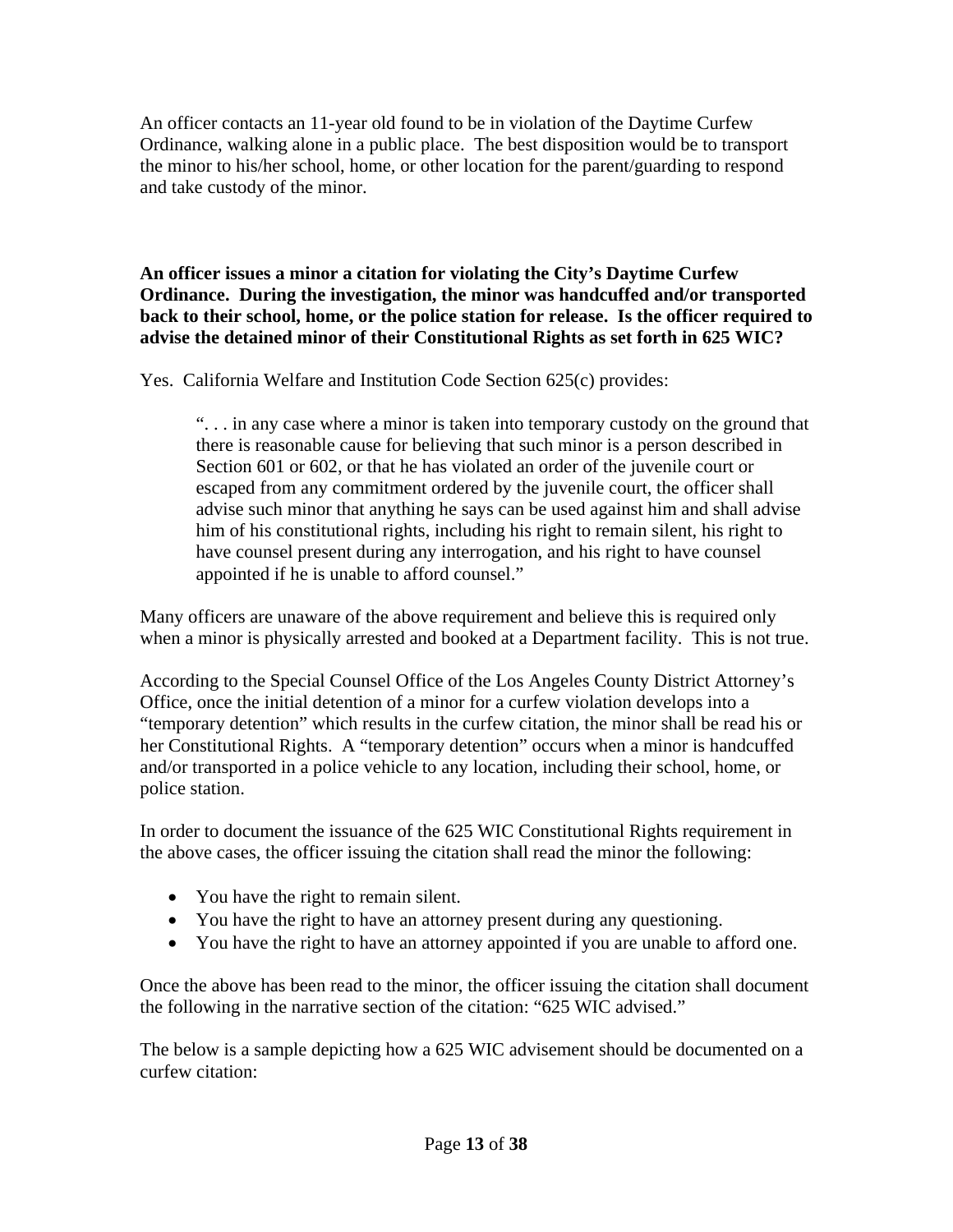An officer contacts an 11-year old found to be in violation of the Daytime Curfew Ordinance, walking alone in a public place. The best disposition would be to transport the minor to his/her school, home, or other location for the parent/guarding to respond and take custody of the minor.

**An officer issues a minor a citation for violating the City's Daytime Curfew Ordinance. During the investigation, the minor was handcuffed and/or transported back to their school, home, or the police station for release. Is the officer required to advise the detained minor of their Constitutional Rights as set forth in 625 WIC?**

Yes. California Welfare and Institution Code Section 625(c) provides:

> ". . . in any case where a minor is taken into temporary custody on the ground that there is reasonable cause for believing that such minor is a person described in Section 601 or 602, or that he has violated an order of the juvenile court or escaped from any commitment ordered by the juvenile court, the officer shall advise such minor that anything he says can be used against him and shall advise him of his constitutional rights, including his right to remain silent, his right to have counsel present during any interrogation, and his right to have counsel appointed if he is unable to afford counsel."

Many officers are unaware of the above requirement and believe this is required only when a minor is physically arrested and booked at a Department facility. This is not true.

According to the Special Counsel Office of the Los Angeles County District Attorney's Office, once the initial detention of a minor for a curfew violation develops into a "temporary detention" which results in the curfew citation, the minor shall be read his or her Constitutional Rights. A "temporary detention" occurs when a minor is handcuffed and/or transported in a police vehicle to any location, including their school, home, or police station.

In order to document the issuance of the 625 WIC Constitutional Rights requirement in the above cases, the officer issuing the citation shall read the minor the following:

- You have the right to remain silent.
- You have the right to have an attorney present during any questioning.
- You have the right to have an attorney appointed if you are unable to afford one.

Once the above has been read to the minor, the officer issuing the citation shall document the following in the narrative section of the citation: "625 WIC advised."

The below is a sample depicting how a 625 WIC advisement should be documented on a curfew citation: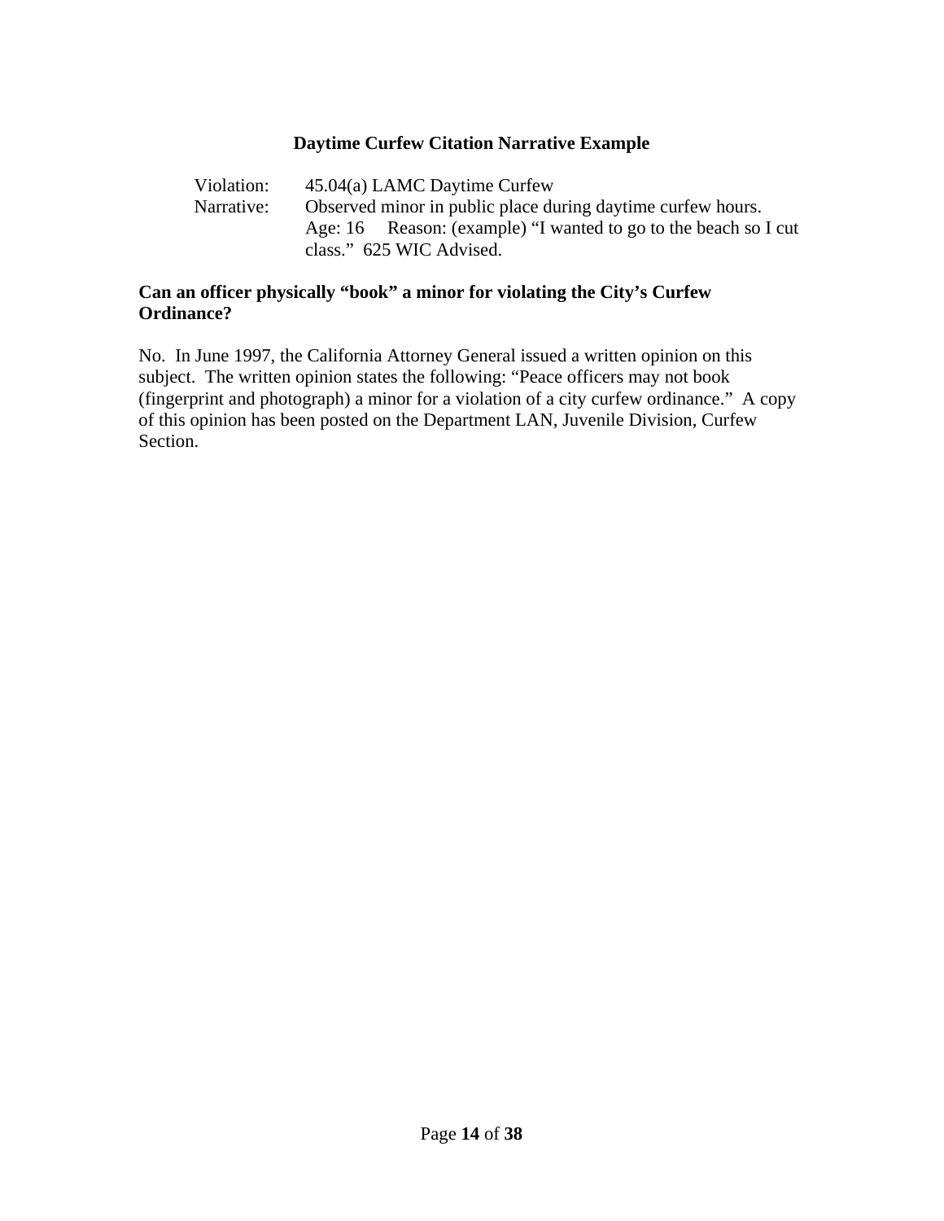**Daytime Curfew Citation Narrative Example**

Violation: 45.04(a) LAMC Daytime Curfew
Narrative: Observed minor in public place during daytime curfew hours. Age: 16 Reason: (example) "I wanted to go to the beach so I cut class." 625 WIC Advised.

**Can an officer physically "book" a minor for violating the City's Curfew Ordinance?**

No. In June 1997, the California Attorney General issued a written opinion on this subject. The written opinion states the following: "Peace officers may not book (fingerprint and photograph) a minor for a violation of a city curfew ordinance." A copy of this opinion has been posted on the Department LAN, Juvenile Division, Curfew Section.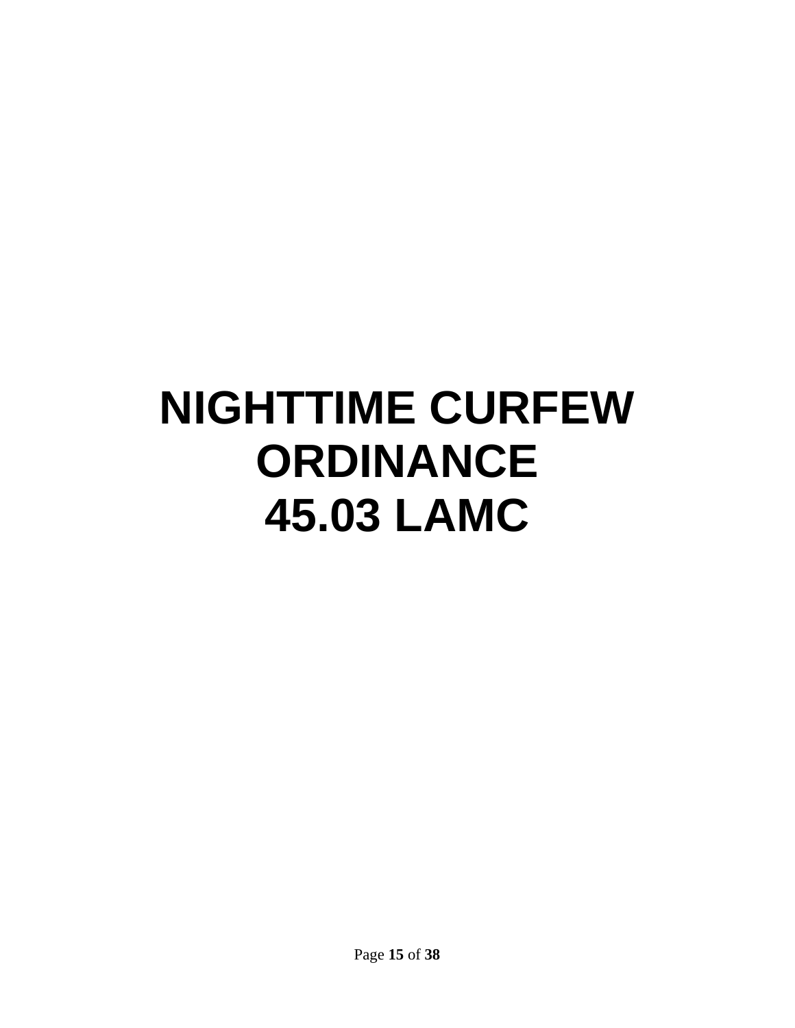# NIGHTTIME CURFEW ORDINANCE 45.03 LAMC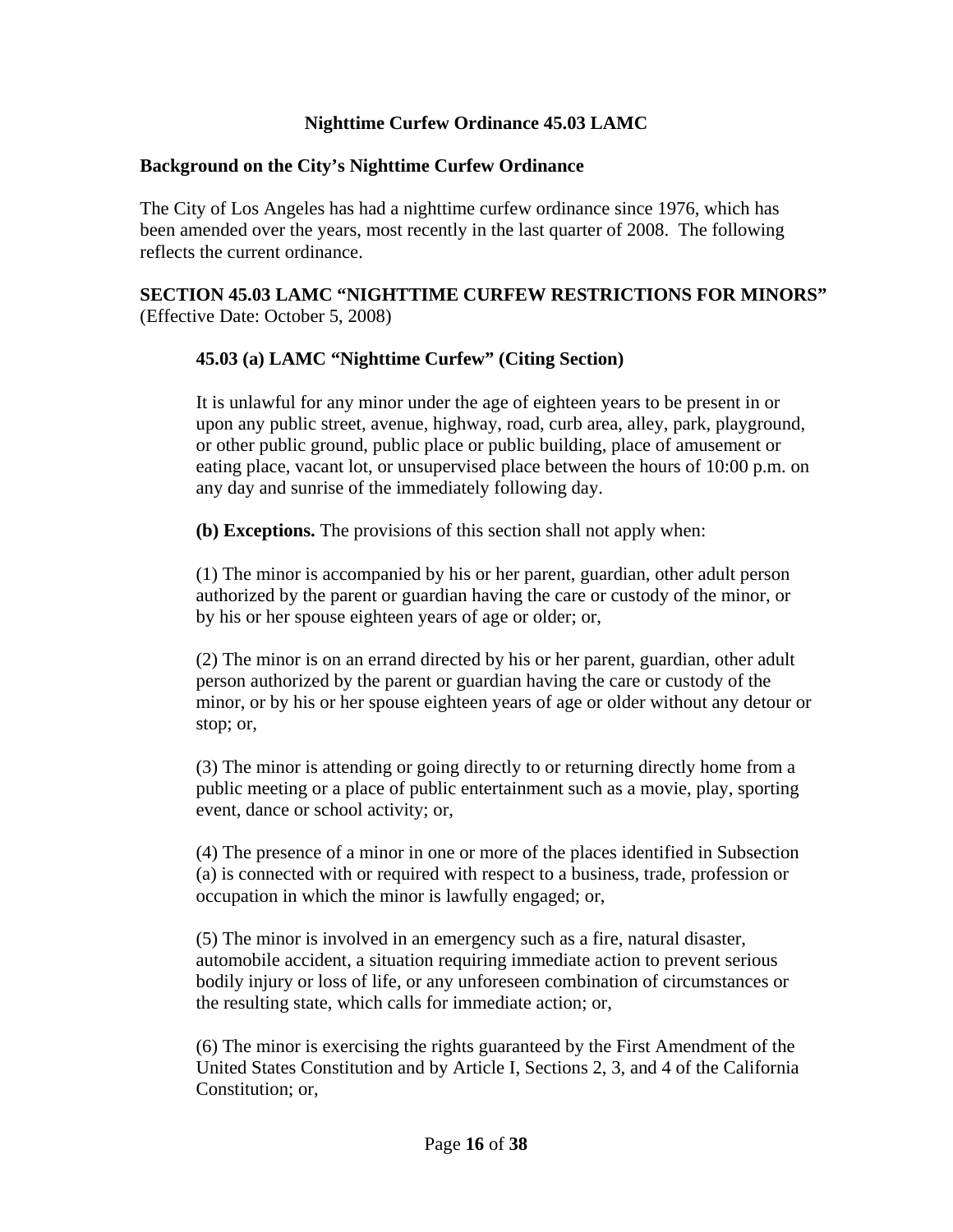## Nighttime Curfew Ordinance 45.03 LAMC

### Background on the City's Nighttime Curfew Ordinance

The City of Los Angeles has had a nighttime curfew ordinance since 1976, which has been amended over the years, most recently in the last quarter of 2008. The following reflects the current ordinance.

**SECTION 45.03 LAMC "NIGHTTIME CURFEW RESTRICTIONS FOR MINORS"** (Effective Date: October 5, 2008)

**45.03 (a) LAMC "Nighttime Curfew" (Citing Section)**

It is unlawful for any minor under the age of eighteen years to be present in or upon any public street, avenue, highway, road, curb area, alley, park, playground, or other public ground, public place or public building, place of amusement or eating place, vacant lot, or unsupervised place between the hours of 10:00 p.m. on any day and sunrise of the immediately following day.

**(b) Exceptions.** The provisions of this section shall not apply when:

(1) The minor is accompanied by his or her parent, guardian, other adult person authorized by the parent or guardian having the care or custody of the minor, or by his or her spouse eighteen years of age or older; or,

(2) The minor is on an errand directed by his or her parent, guardian, other adult person authorized by the parent or guardian having the care or custody of the minor, or by his or her spouse eighteen years of age or older without any detour or stop; or,

(3) The minor is attending or going directly to or returning directly home from a public meeting or a place of public entertainment such as a movie, play, sporting event, dance or school activity; or,

(4) The presence of a minor in one or more of the places identified in Subsection (a) is connected with or required with respect to a business, trade, profession or occupation in which the minor is lawfully engaged; or,

(5) The minor is involved in an emergency such as a fire, natural disaster, automobile accident, a situation requiring immediate action to prevent serious bodily injury or loss of life, or any unforeseen combination of circumstances or the resulting state, which calls for immediate action; or,

(6) The minor is exercising the rights guaranteed by the First Amendment of the United States Constitution and by Article I, Sections 2, 3, and 4 of the California Constitution; or,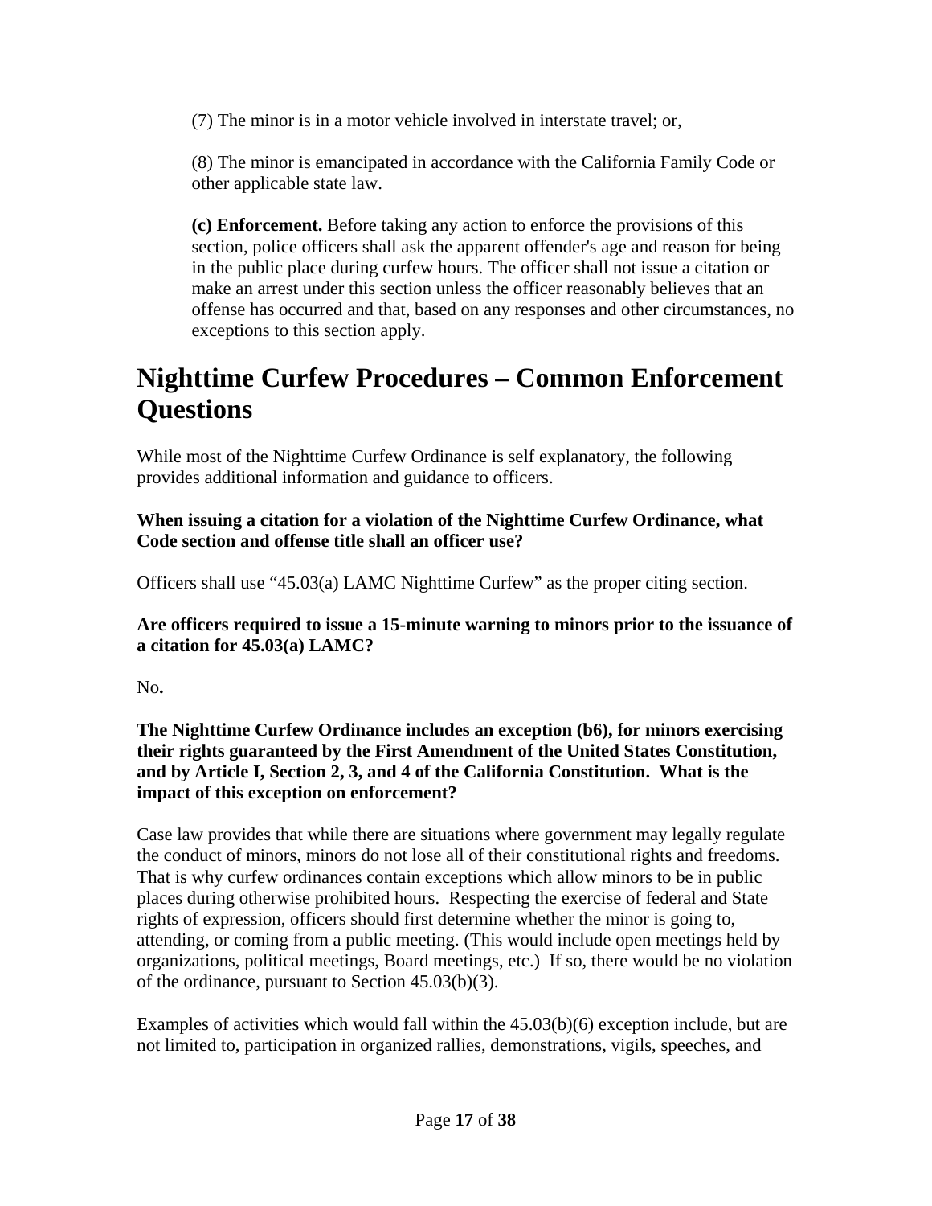(7) The minor is in a motor vehicle involved in interstate travel; or,

(8) The minor is emancipated in accordance with the California Family Code or other applicable state law.

**(c) Enforcement.** Before taking any action to enforce the provisions of this section, police officers shall ask the apparent offender's age and reason for being in the public place during curfew hours. The officer shall not issue a citation or make an arrest under this section unless the officer reasonably believes that an offense has occurred and that, based on any responses and other circumstances, no exceptions to this section apply.

# Nighttime Curfew Procedures – Common Enforcement Questions

While most of the Nighttime Curfew Ordinance is self explanatory, the following provides additional information and guidance to officers.

**When issuing a citation for a violation of the Nighttime Curfew Ordinance, what Code section and offense title shall an officer use?**

Officers shall use "45.03(a) LAMC Nighttime Curfew" as the proper citing section.

**Are officers required to issue a 15-minute warning to minors prior to the issuance of a citation for 45.03(a) LAMC?**

No**.**

**The Nighttime Curfew Ordinance includes an exception (b6), for minors exercising their rights guaranteed by the First Amendment of the United States Constitution, and by Article I, Section 2, 3, and 4 of the California Constitution. What is the impact of this exception on enforcement?**

Case law provides that while there are situations where government may legally regulate the conduct of minors, minors do not lose all of their constitutional rights and freedoms. That is why curfew ordinances contain exceptions which allow minors to be in public places during otherwise prohibited hours. Respecting the exercise of federal and State rights of expression, officers should first determine whether the minor is going to, attending, or coming from a public meeting. (This would include open meetings held by organizations, political meetings, Board meetings, etc.) If so, there would be no violation of the ordinance, pursuant to Section 45.03(b)(3).

Examples of activities which would fall within the 45.03(b)(6) exception include, but are not limited to, participation in organized rallies, demonstrations, vigils, speeches, and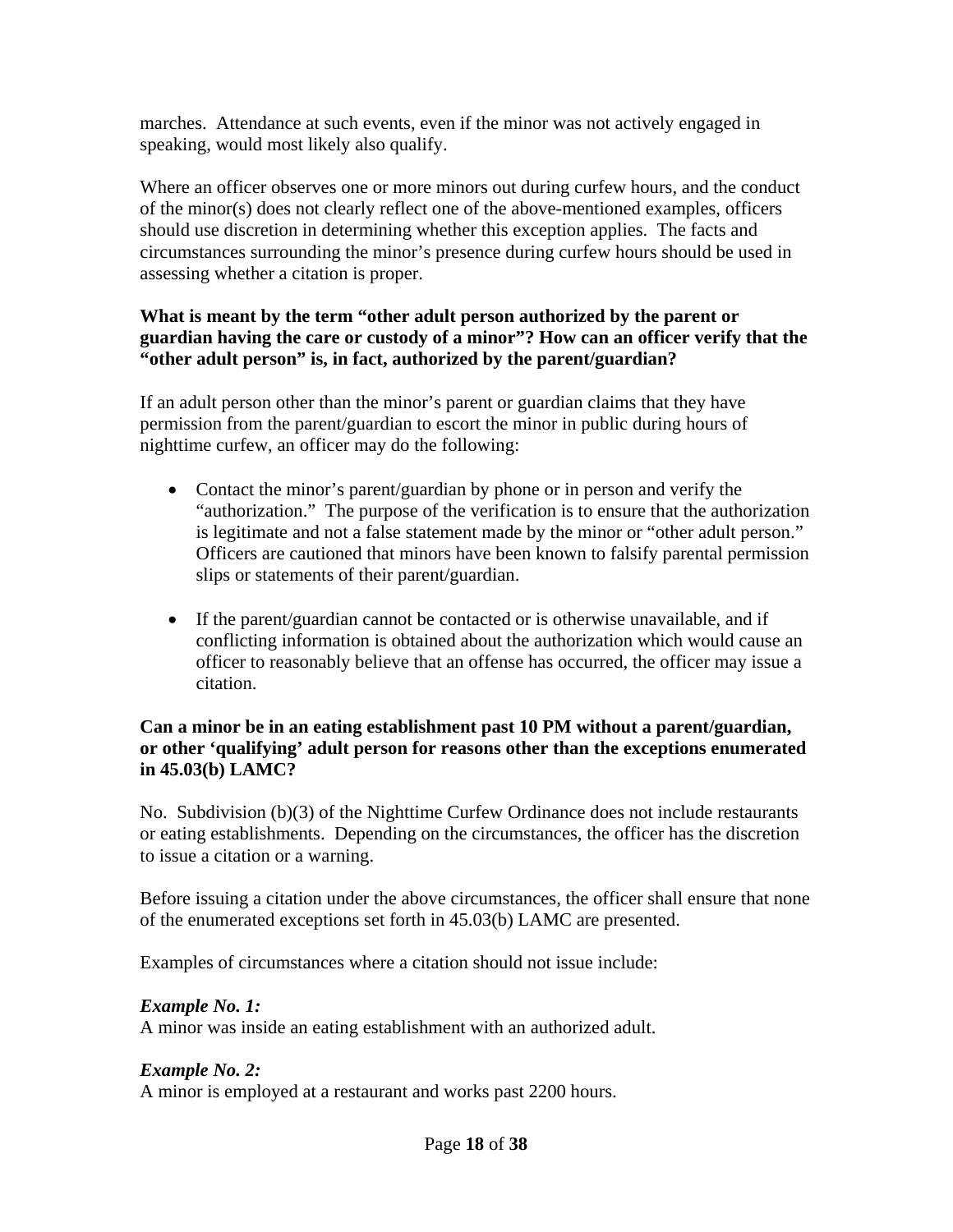marches. Attendance at such events, even if the minor was not actively engaged in speaking, would most likely also qualify.

Where an officer observes one or more minors out during curfew hours, and the conduct of the minor(s) does not clearly reflect one of the above-mentioned examples, officers should use discretion in determining whether this exception applies. The facts and circumstances surrounding the minor's presence during curfew hours should be used in assessing whether a citation is proper.

**What is meant by the term "other adult person authorized by the parent or guardian having the care or custody of a minor"? How can an officer verify that the "other adult person" is, in fact, authorized by the parent/guardian?**

If an adult person other than the minor's parent or guardian claims that they have permission from the parent/guardian to escort the minor in public during hours of nighttime curfew, an officer may do the following:

- Contact the minor's parent/guardian by phone or in person and verify the "authorization." The purpose of the verification is to ensure that the authorization is legitimate and not a false statement made by the minor or "other adult person." Officers are cautioned that minors have been known to falsify parental permission slips or statements of their parent/guardian.

- If the parent/guardian cannot be contacted or is otherwise unavailable, and if conflicting information is obtained about the authorization which would cause an officer to reasonably believe that an offense has occurred, the officer may issue a citation.

**Can a minor be in an eating establishment past 10 PM without a parent/guardian, or other 'qualifying' adult person for reasons other than the exceptions enumerated in 45.03(b) LAMC?**

No. Subdivision (b)(3) of the Nighttime Curfew Ordinance does not include restaurants or eating establishments. Depending on the circumstances, the officer has the discretion to issue a citation or a warning.

Before issuing a citation under the above circumstances, the officer shall ensure that none of the enumerated exceptions set forth in 45.03(b) LAMC are presented.

Examples of circumstances where a citation should not issue include:

***Example No. 1:***
A minor was inside an eating establishment with an authorized adult.

***Example No. 2:***
A minor is employed at a restaurant and works past 2200 hours.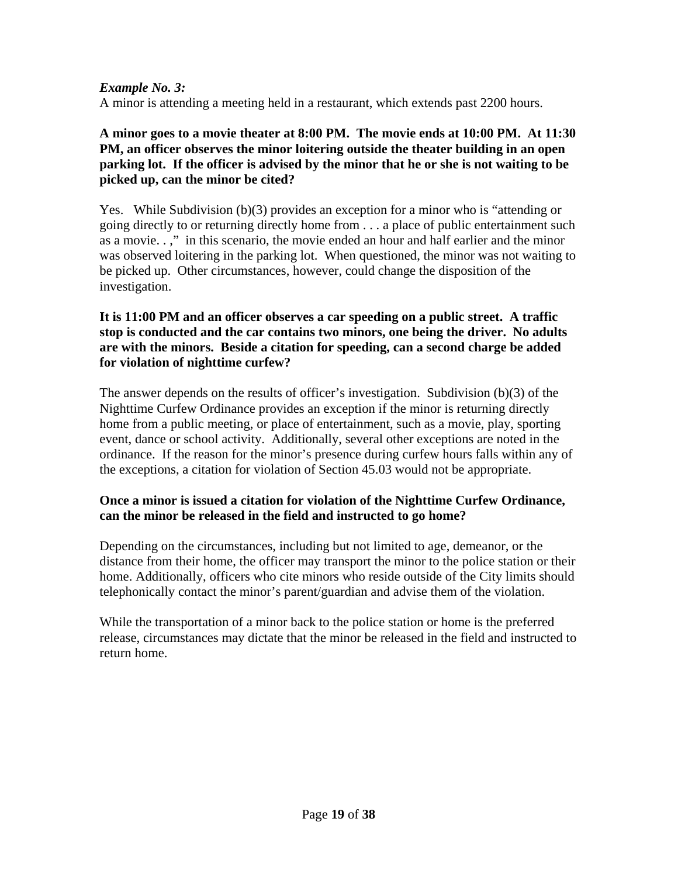***Example No. 3:***
A minor is attending a meeting held in a restaurant, which extends past 2200 hours.

**A minor goes to a movie theater at 8:00 PM. The movie ends at 10:00 PM. At 11:30 PM, an officer observes the minor loitering outside the theater building in an open parking lot. If the officer is advised by the minor that he or she is not waiting to be picked up, can the minor be cited?**

Yes. While Subdivision (b)(3) provides an exception for a minor who is "attending or going directly to or returning directly home from . . . a place of public entertainment such as a movie. . ," in this scenario, the movie ended an hour and half earlier and the minor was observed loitering in the parking lot. When questioned, the minor was not waiting to be picked up. Other circumstances, however, could change the disposition of the investigation.

**It is 11:00 PM and an officer observes a car speeding on a public street. A traffic stop is conducted and the car contains two minors, one being the driver. No adults are with the minors. Beside a citation for speeding, can a second charge be added for violation of nighttime curfew?**

The answer depends on the results of officer's investigation. Subdivision (b)(3) of the Nighttime Curfew Ordinance provides an exception if the minor is returning directly home from a public meeting, or place of entertainment, such as a movie, play, sporting event, dance or school activity. Additionally, several other exceptions are noted in the ordinance. If the reason for the minor's presence during curfew hours falls within any of the exceptions, a citation for violation of Section 45.03 would not be appropriate.

**Once a minor is issued a citation for violation of the Nighttime Curfew Ordinance, can the minor be released in the field and instructed to go home?**

Depending on the circumstances, including but not limited to age, demeanor, or the distance from their home, the officer may transport the minor to the police station or their home. Additionally, officers who cite minors who reside outside of the City limits should telephonically contact the minor's parent/guardian and advise them of the violation.

While the transportation of a minor back to the police station or home is the preferred release, circumstances may dictate that the minor be released in the field and instructed to return home.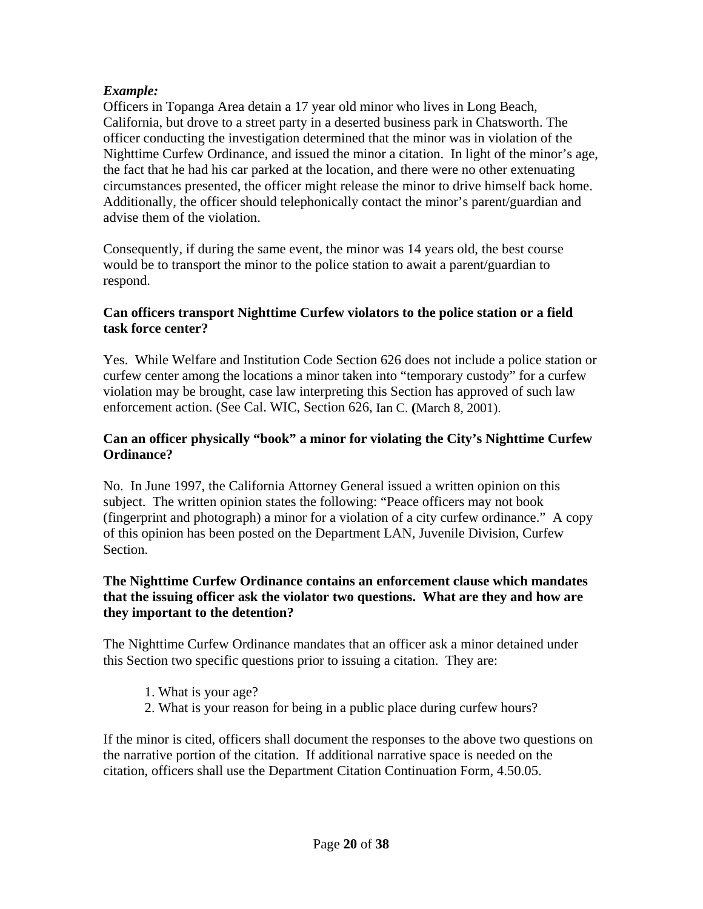***Example:***

Officers in Topanga Area detain a 17 year old minor who lives in Long Beach, California, but drove to a street party in a deserted business park in Chatsworth. The officer conducting the investigation determined that the minor was in violation of the Nighttime Curfew Ordinance, and issued the minor a citation. In light of the minor's age, the fact that he had his car parked at the location, and there were no other extenuating circumstances presented, the officer might release the minor to drive himself back home. Additionally, the officer should telephonically contact the minor's parent/guardian and advise them of the violation.

Consequently, if during the same event, the minor was 14 years old, the best course would be to transport the minor to the police station to await a parent/guardian to respond.

**Can officers transport Nighttime Curfew violators to the police station or a field task force center?**

Yes. While Welfare and Institution Code Section 626 does not include a police station or curfew center among the locations a minor taken into "temporary custody" for a curfew violation may be brought, case law interpreting this Section has approved of such law enforcement action. (See Cal. WIC, Section 626, Ian C. **(**March 8, 2001).

**Can an officer physically "book" a minor for violating the City's Nighttime Curfew Ordinance?**

No. In June 1997, the California Attorney General issued a written opinion on this subject. The written opinion states the following: "Peace officers may not book (fingerprint and photograph) a minor for a violation of a city curfew ordinance." A copy of this opinion has been posted on the Department LAN, Juvenile Division, Curfew Section.

**The Nighttime Curfew Ordinance contains an enforcement clause which mandates that the issuing officer ask the violator two questions. What are they and how are they important to the detention?**

The Nighttime Curfew Ordinance mandates that an officer ask a minor detained under this Section two specific questions prior to issuing a citation. They are:

1. What is your age?
2. What is your reason for being in a public place during curfew hours?

If the minor is cited, officers shall document the responses to the above two questions on the narrative portion of the citation. If additional narrative space is needed on the citation, officers shall use the Department Citation Continuation Form, 4.50.05.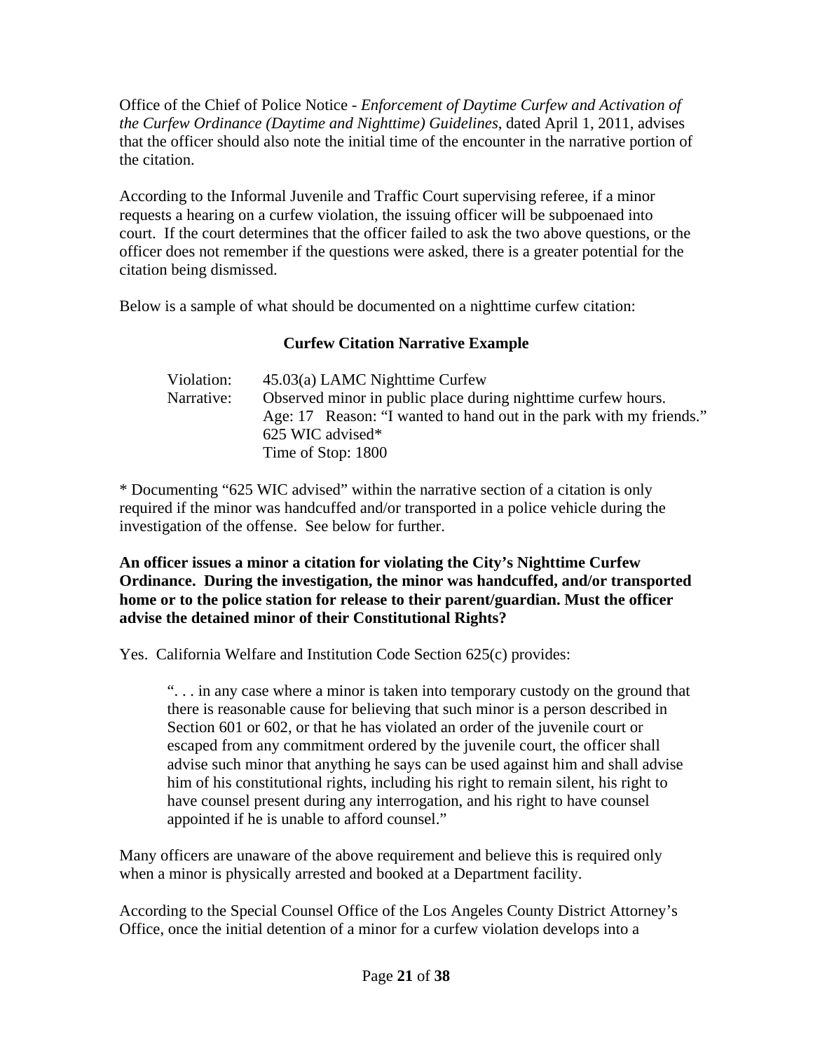Office of the Chief of Police Notice - *Enforcement of Daytime Curfew and Activation of the Curfew Ordinance (Daytime and Nighttime) Guidelines*, dated April 1, 2011, advises that the officer should also note the initial time of the encounter in the narrative portion of the citation.

According to the Informal Juvenile and Traffic Court supervising referee, if a minor requests a hearing on a curfew violation, the issuing officer will be subpoenaed into court. If the court determines that the officer failed to ask the two above questions, or the officer does not remember if the questions were asked, there is a greater potential for the citation being dismissed.

Below is a sample of what should be documented on a nighttime curfew citation:

**Curfew Citation Narrative Example**

Violation: 45.03(a) LAMC Nighttime Curfew
Narrative: Observed minor in public place during nighttime curfew hours.
Age: 17 Reason: "I wanted to hand out in the park with my friends."
625 WIC advised*
Time of Stop: 1800

* Documenting "625 WIC advised" within the narrative section of a citation is only required if the minor was handcuffed and/or transported in a police vehicle during the investigation of the offense. See below for further.

**An officer issues a minor a citation for violating the City's Nighttime Curfew Ordinance. During the investigation, the minor was handcuffed, and/or transported home or to the police station for release to their parent/guardian. Must the officer advise the detained minor of their Constitutional Rights?**

Yes. California Welfare and Institution Code Section 625(c) provides:

> ". . . in any case where a minor is taken into temporary custody on the ground that there is reasonable cause for believing that such minor is a person described in Section 601 or 602, or that he has violated an order of the juvenile court or escaped from any commitment ordered by the juvenile court, the officer shall advise such minor that anything he says can be used against him and shall advise him of his constitutional rights, including his right to remain silent, his right to have counsel present during any interrogation, and his right to have counsel appointed if he is unable to afford counsel."

Many officers are unaware of the above requirement and believe this is required only when a minor is physically arrested and booked at a Department facility.

According to the Special Counsel Office of the Los Angeles County District Attorney's Office, once the initial detention of a minor for a curfew violation develops into a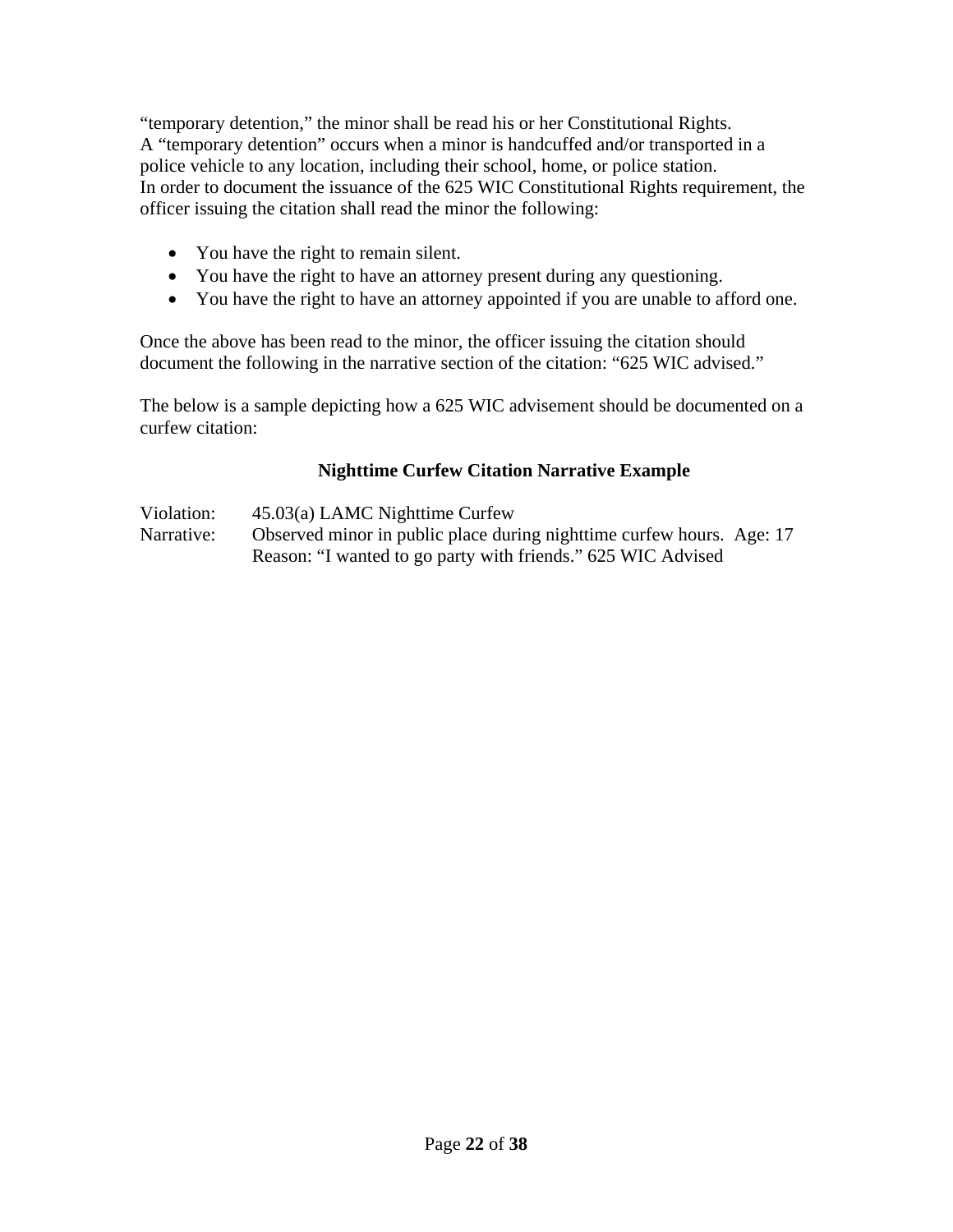“temporary detention,” the minor shall be read his or her Constitutional Rights.
A “temporary detention” occurs when a minor is handcuffed and/or transported in a police vehicle to any location, including their school, home, or police station.
In order to document the issuance of the 625 WIC Constitutional Rights requirement, the officer issuing the citation shall read the minor the following:

- You have the right to remain silent.
- You have the right to have an attorney present during any questioning.
- You have the right to have an attorney appointed if you are unable to afford one.

Once the above has been read to the minor, the officer issuing the citation should document the following in the narrative section of the citation: “625 WIC advised.”

The below is a sample depicting how a 625 WIC advisement should be documented on a curfew citation:

**Nighttime Curfew Citation Narrative Example**

Violation: 45.03(a) LAMC Nighttime Curfew
Narrative: Observed minor in public place during nighttime curfew hours. Age: 17 Reason: “I wanted to go party with friends.” 625 WIC Advised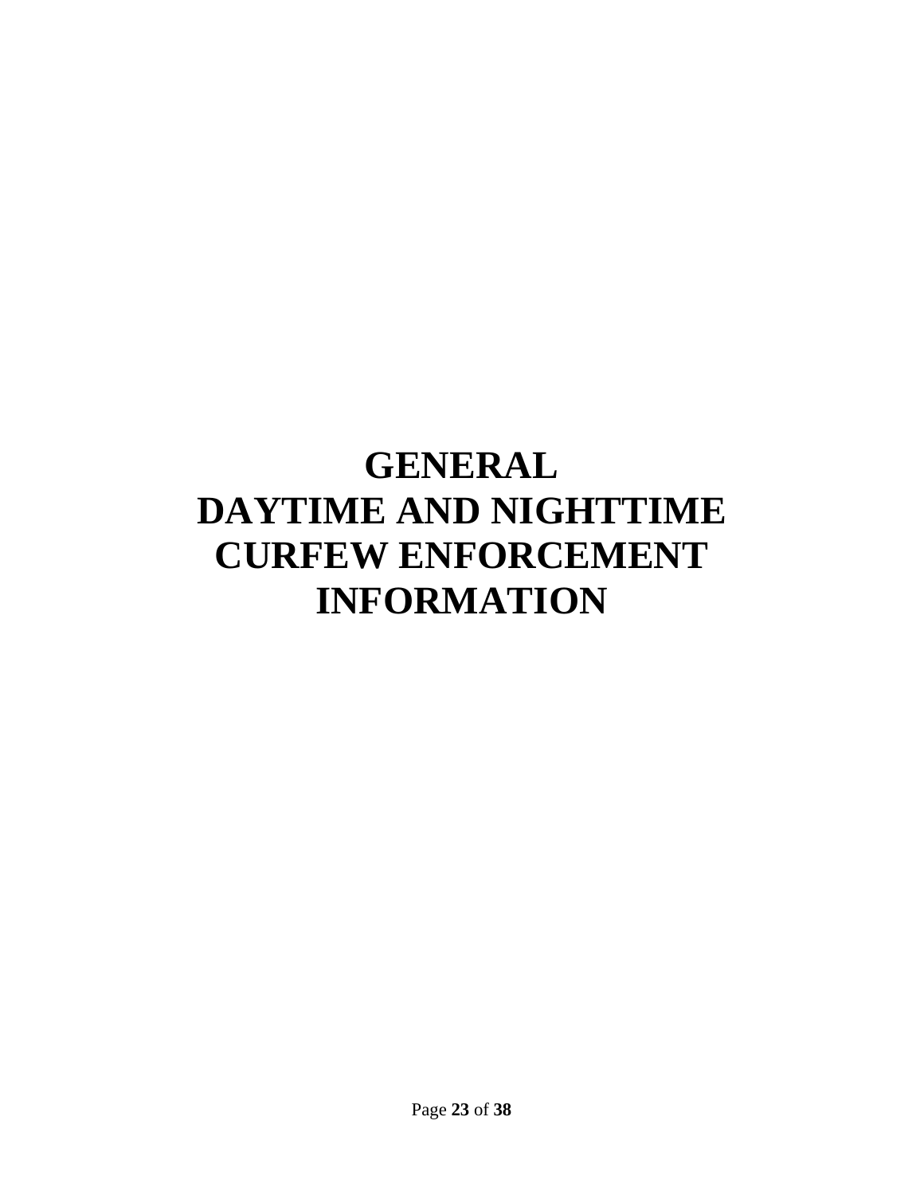# GENERAL
# DAYTIME AND NIGHTTIME CURFEW ENFORCEMENT INFORMATION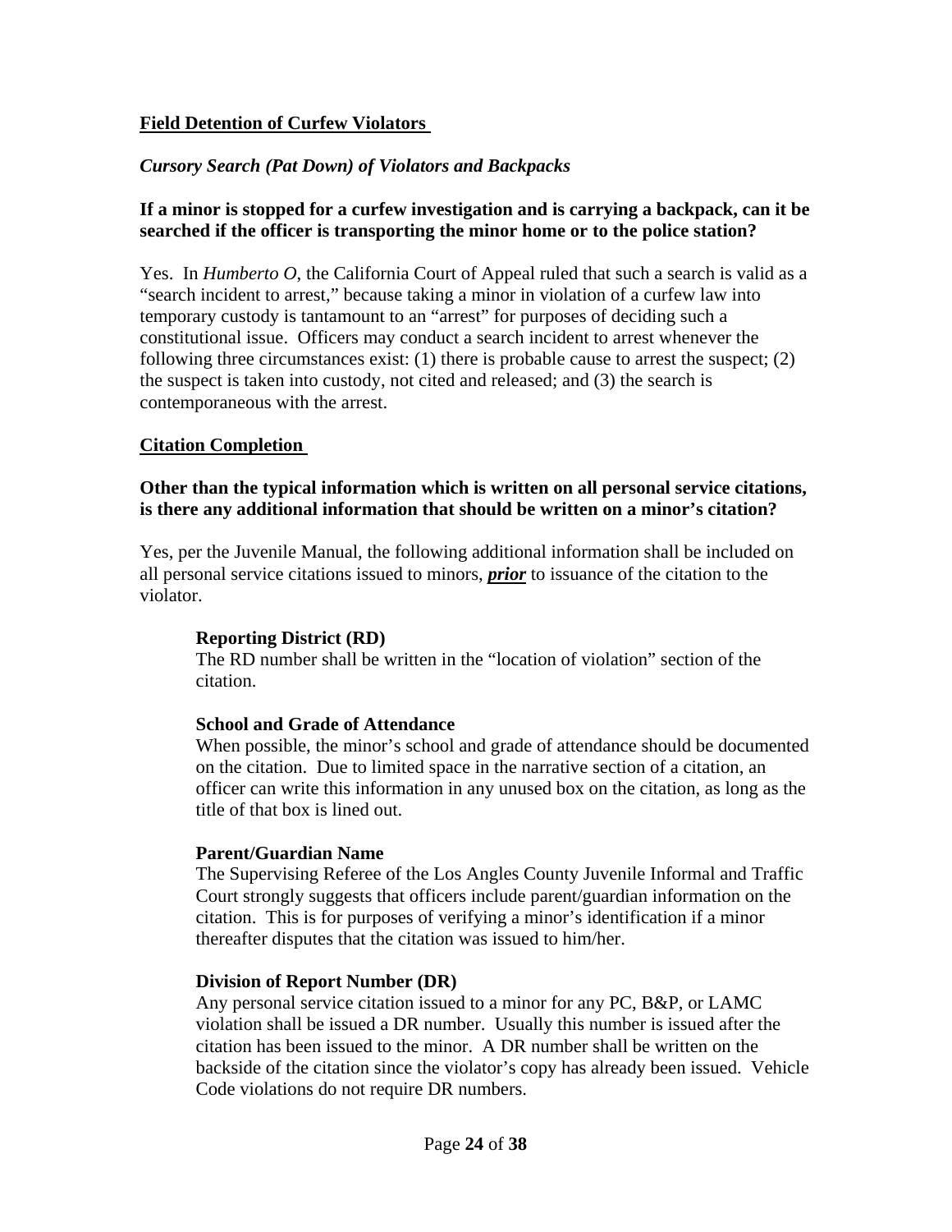**Field Detention of Curfew Violators**

***Cursory Search (Pat Down) of Violators and Backpacks***

**If a minor is stopped for a curfew investigation and is carrying a backpack, can it be searched if the officer is transporting the minor home or to the police station?**

Yes. In *Humberto O,* the California Court of Appeal ruled that such a search is valid as a "search incident to arrest," because taking a minor in violation of a curfew law into temporary custody is tantamount to an "arrest" for purposes of deciding such a constitutional issue. Officers may conduct a search incident to arrest whenever the following three circumstances exist: (1) there is probable cause to arrest the suspect; (2) the suspect is taken into custody, not cited and released; and (3) the search is contemporaneous with the arrest.

**Citation Completion**

**Other than the typical information which is written on all personal service citations, is there any additional information that should be written on a minor's citation?**

Yes, per the Juvenile Manual, the following additional information shall be included on all personal service citations issued to minors, ***prior*** to issuance of the citation to the violator.

**Reporting District (RD)**
The RD number shall be written in the "location of violation" section of the citation.

**School and Grade of Attendance**
When possible, the minor's school and grade of attendance should be documented on the citation. Due to limited space in the narrative section of a citation, an officer can write this information in any unused box on the citation, as long as the title of that box is lined out.

**Parent/Guardian Name**
The Supervising Referee of the Los Angles County Juvenile Informal and Traffic Court strongly suggests that officers include parent/guardian information on the citation. This is for purposes of verifying a minor's identification if a minor thereafter disputes that the citation was issued to him/her.

**Division of Report Number (DR)**
Any personal service citation issued to a minor for any PC, B&P, or LAMC violation shall be issued a DR number. Usually this number is issued after the citation has been issued to the minor. A DR number shall be written on the backside of the citation since the violator's copy has already been issued. Vehicle Code violations do not require DR numbers.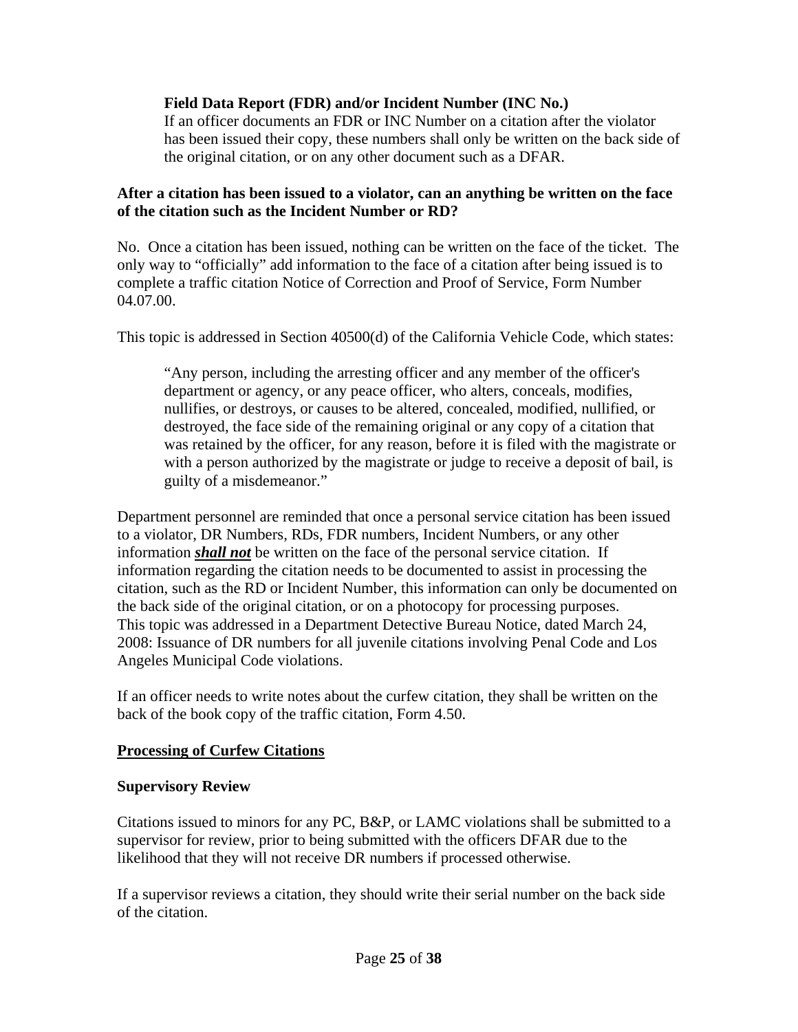**Field Data Report (FDR) and/or Incident Number (INC No.)**
If an officer documents an FDR or INC Number on a citation after the violator has been issued their copy, these numbers shall only be written on the back side of the original citation, or on any other document such as a DFAR.

**After a citation has been issued to a violator, can an anything be written on the face of the citation such as the Incident Number or RD?**

No. Once a citation has been issued, nothing can be written on the face of the ticket. The only way to "officially" add information to the face of a citation after being issued is to complete a traffic citation Notice of Correction and Proof of Service, Form Number 04.07.00.

This topic is addressed in Section 40500(d) of the California Vehicle Code, which states:

> "Any person, including the arresting officer and any member of the officer's department or agency, or any peace officer, who alters, conceals, modifies, nullifies, or destroys, or causes to be altered, concealed, modified, nullified, or destroyed, the face side of the remaining original or any copy of a citation that was retained by the officer, for any reason, before it is filed with the magistrate or with a person authorized by the magistrate or judge to receive a deposit of bail, is guilty of a misdemeanor."

Department personnel are reminded that once a personal service citation has been issued to a violator, DR Numbers, RDs, FDR numbers, Incident Numbers, or any other information ***shall not*** be written on the face of the personal service citation. If information regarding the citation needs to be documented to assist in processing the citation, such as the RD or Incident Number, this information can only be documented on the back side of the original citation, or on a photocopy for processing purposes. This topic was addressed in a Department Detective Bureau Notice, dated March 24, 2008: Issuance of DR numbers for all juvenile citations involving Penal Code and Los Angeles Municipal Code violations.

If an officer needs to write notes about the curfew citation, they shall be written on the back of the book copy of the traffic citation, Form 4.50.

## Processing of Curfew Citations

### Supervisory Review

Citations issued to minors for any PC, B&P, or LAMC violations shall be submitted to a supervisor for review, prior to being submitted with the officers DFAR due to the likelihood that they will not receive DR numbers if processed otherwise.

If a supervisor reviews a citation, they should write their serial number on the back side of the citation.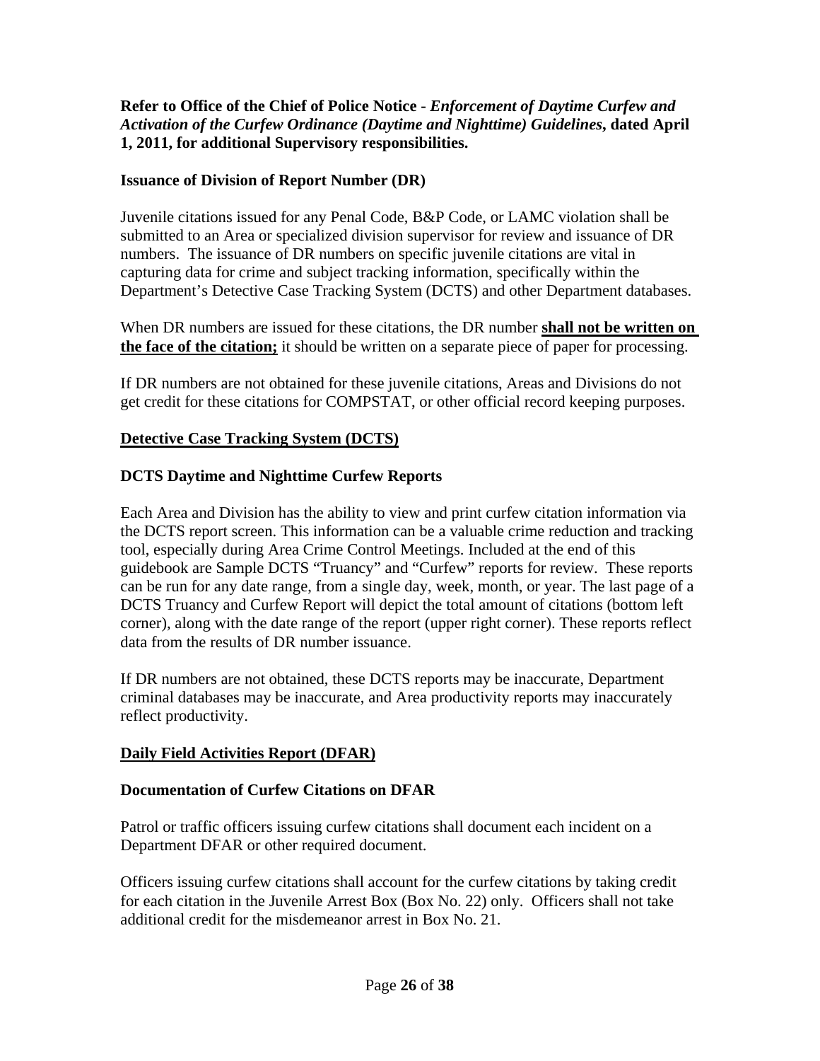**Refer to Office of the Chief of Police Notice -** ***Enforcement of Daytime Curfew and Activation of the Curfew Ordinance (Daytime and Nighttime) Guidelines*****, dated April 1, 2011, for additional Supervisory responsibilities.**

**Issuance of Division of Report Number (DR)**

Juvenile citations issued for any Penal Code, B&P Code, or LAMC violation shall be submitted to an Area or specialized division supervisor for review and issuance of DR numbers. The issuance of DR numbers on specific juvenile citations are vital in capturing data for crime and subject tracking information, specifically within the Department's Detective Case Tracking System (DCTS) and other Department databases.

When DR numbers are issued for these citations, the DR number **shall not be written on the face of the citation;** it should be written on a separate piece of paper for processing.

If DR numbers are not obtained for these juvenile citations, Areas and Divisions do not get credit for these citations for COMPSTAT, or other official record keeping purposes.

## **Detective Case Tracking System (DCTS)**

**DCTS Daytime and Nighttime Curfew Reports**

Each Area and Division has the ability to view and print curfew citation information via the DCTS report screen. This information can be a valuable crime reduction and tracking tool, especially during Area Crime Control Meetings. Included at the end of this guidebook are Sample DCTS "Truancy" and "Curfew" reports for review. These reports can be run for any date range, from a single day, week, month, or year. The last page of a DCTS Truancy and Curfew Report will depict the total amount of citations (bottom left corner), along with the date range of the report (upper right corner). These reports reflect data from the results of DR number issuance.

If DR numbers are not obtained, these DCTS reports may be inaccurate, Department criminal databases may be inaccurate, and Area productivity reports may inaccurately reflect productivity.

## **Daily Field Activities Report (DFAR)**

**Documentation of Curfew Citations on DFAR**

Patrol or traffic officers issuing curfew citations shall document each incident on a Department DFAR or other required document.

Officers issuing curfew citations shall account for the curfew citations by taking credit for each citation in the Juvenile Arrest Box (Box No. 22) only. Officers shall not take additional credit for the misdemeanor arrest in Box No. 21.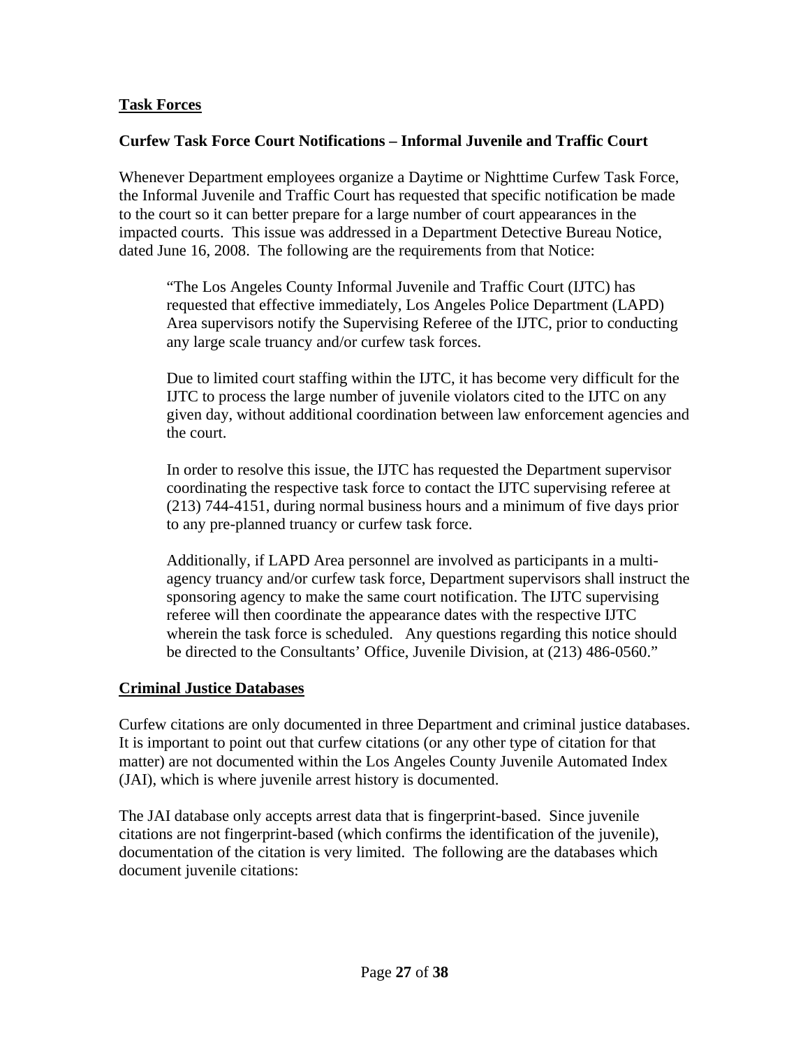**Task Forces**

**Curfew Task Force Court Notifications – Informal Juvenile and Traffic Court**

Whenever Department employees organize a Daytime or Nighttime Curfew Task Force, the Informal Juvenile and Traffic Court has requested that specific notification be made to the court so it can better prepare for a large number of court appearances in the impacted courts. This issue was addressed in a Department Detective Bureau Notice, dated June 16, 2008. The following are the requirements from that Notice:

> "The Los Angeles County Informal Juvenile and Traffic Court (IJTC) has requested that effective immediately, Los Angeles Police Department (LAPD) Area supervisors notify the Supervising Referee of the IJTC, prior to conducting any large scale truancy and/or curfew task forces.
>
> Due to limited court staffing within the IJTC, it has become very difficult for the IJTC to process the large number of juvenile violators cited to the IJTC on any given day, without additional coordination between law enforcement agencies and the court.
>
> In order to resolve this issue, the IJTC has requested the Department supervisor coordinating the respective task force to contact the IJTC supervising referee at (213) 744-4151, during normal business hours and a minimum of five days prior to any pre-planned truancy or curfew task force.
>
> Additionally, if LAPD Area personnel are involved as participants in a multi-agency truancy and/or curfew task force, Department supervisors shall instruct the sponsoring agency to make the same court notification. The IJTC supervising referee will then coordinate the appearance dates with the respective IJTC wherein the task force is scheduled. Any questions regarding this notice should be directed to the Consultants' Office, Juvenile Division, at (213) 486-0560."

**Criminal Justice Databases**

Curfew citations are only documented in three Department and criminal justice databases. It is important to point out that curfew citations (or any other type of citation for that matter) are not documented within the Los Angeles County Juvenile Automated Index (JAI), which is where juvenile arrest history is documented.

The JAI database only accepts arrest data that is fingerprint-based. Since juvenile citations are not fingerprint-based (which confirms the identification of the juvenile), documentation of the citation is very limited. The following are the databases which document juvenile citations: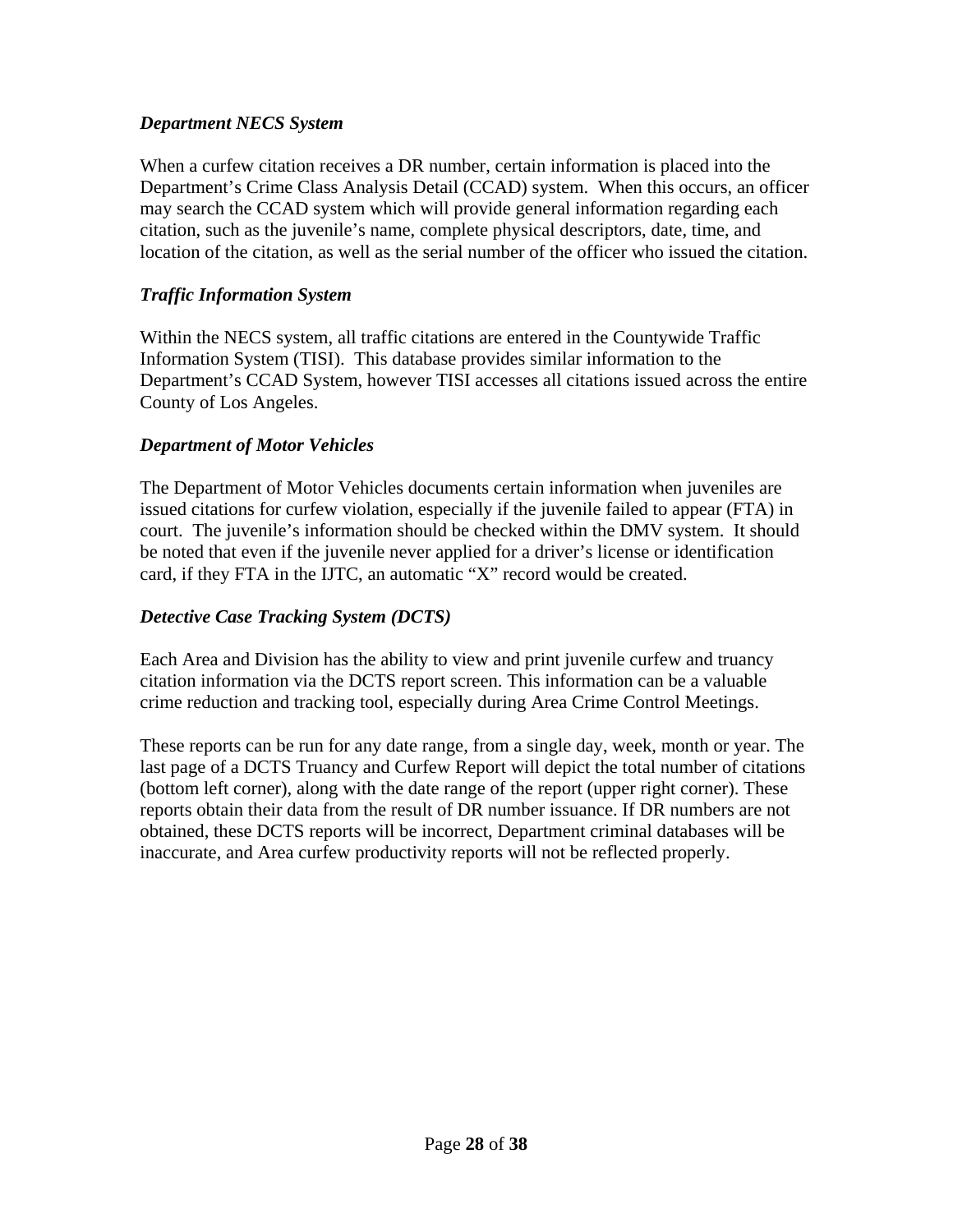### *Department NECS System*

When a curfew citation receives a DR number, certain information is placed into the Department's Crime Class Analysis Detail (CCAD) system. When this occurs, an officer may search the CCAD system which will provide general information regarding each citation, such as the juvenile's name, complete physical descriptors, date, time, and location of the citation, as well as the serial number of the officer who issued the citation.

### *Traffic Information System*

Within the NECS system, all traffic citations are entered in the Countywide Traffic Information System (TISI). This database provides similar information to the Department's CCAD System, however TISI accesses all citations issued across the entire County of Los Angeles.

### *Department of Motor Vehicles*

The Department of Motor Vehicles documents certain information when juveniles are issued citations for curfew violation, especially if the juvenile failed to appear (FTA) in court. The juvenile's information should be checked within the DMV system. It should be noted that even if the juvenile never applied for a driver's license or identification card, if they FTA in the IJTC, an automatic "X" record would be created.

### *Detective Case Tracking System (DCTS)*

Each Area and Division has the ability to view and print juvenile curfew and truancy citation information via the DCTS report screen. This information can be a valuable crime reduction and tracking tool, especially during Area Crime Control Meetings.

These reports can be run for any date range, from a single day, week, month or year. The last page of a DCTS Truancy and Curfew Report will depict the total number of citations (bottom left corner), along with the date range of the report (upper right corner). These reports obtain their data from the result of DR number issuance. If DR numbers are not obtained, these DCTS reports will be incorrect, Department criminal databases will be inaccurate, and Area curfew productivity reports will not be reflected properly.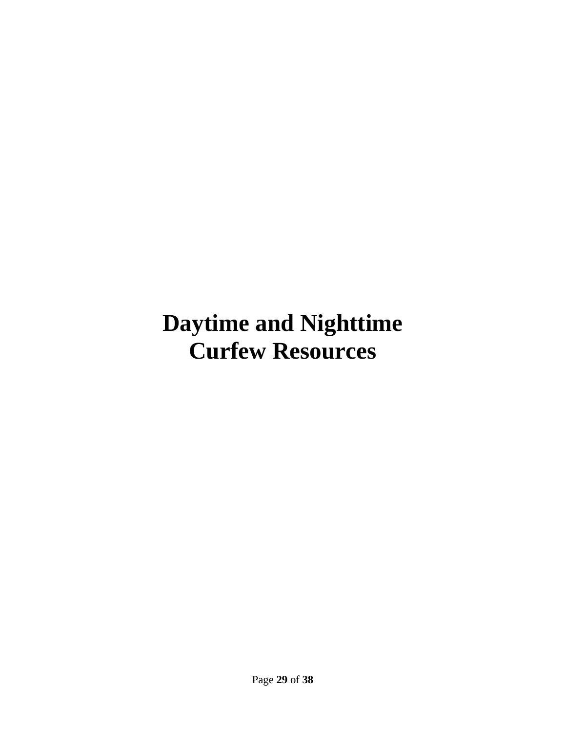# Daytime and Nighttime Curfew Resources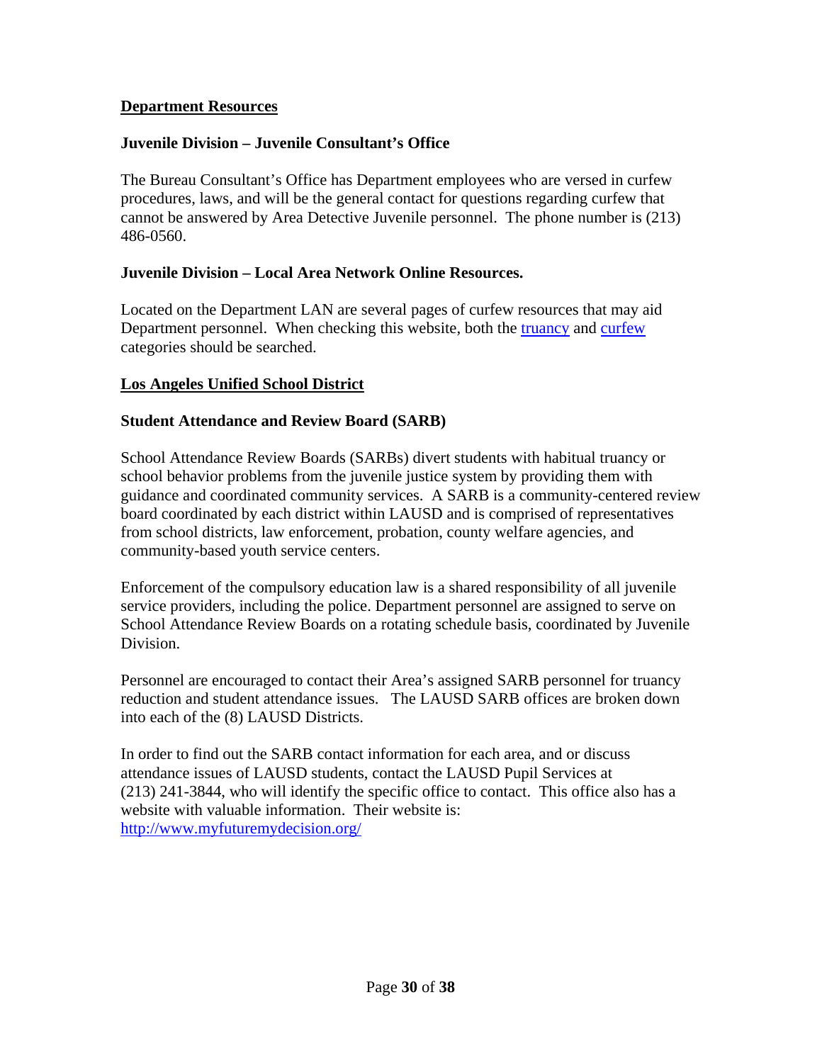## Department Resources

### Juvenile Division – Juvenile Consultant's Office

The Bureau Consultant's Office has Department employees who are versed in curfew procedures, laws, and will be the general contact for questions regarding curfew that cannot be answered by Area Detective Juvenile personnel. The phone number is (213) 486-0560.

### Juvenile Division – Local Area Network Online Resources.

Located on the Department LAN are several pages of curfew resources that may aid Department personnel. When checking this website, both the truancy and curfew categories should be searched.

## Los Angeles Unified School District

### Student Attendance and Review Board (SARB)

School Attendance Review Boards (SARBs) divert students with habitual truancy or school behavior problems from the juvenile justice system by providing them with guidance and coordinated community services. A SARB is a community-centered review board coordinated by each district within LAUSD and is comprised of representatives from school districts, law enforcement, probation, county welfare agencies, and community-based youth service centers.

Enforcement of the compulsory education law is a shared responsibility of all juvenile service providers, including the police. Department personnel are assigned to serve on School Attendance Review Boards on a rotating schedule basis, coordinated by Juvenile Division.

Personnel are encouraged to contact their Area's assigned SARB personnel for truancy reduction and student attendance issues. The LAUSD SARB offices are broken down into each of the (8) LAUSD Districts.

In order to find out the SARB contact information for each area, and or discuss attendance issues of LAUSD students, contact the LAUSD Pupil Services at (213) 241-3844, who will identify the specific office to contact. This office also has a website with valuable information. Their website is: http://www.myfuturemydecision.org/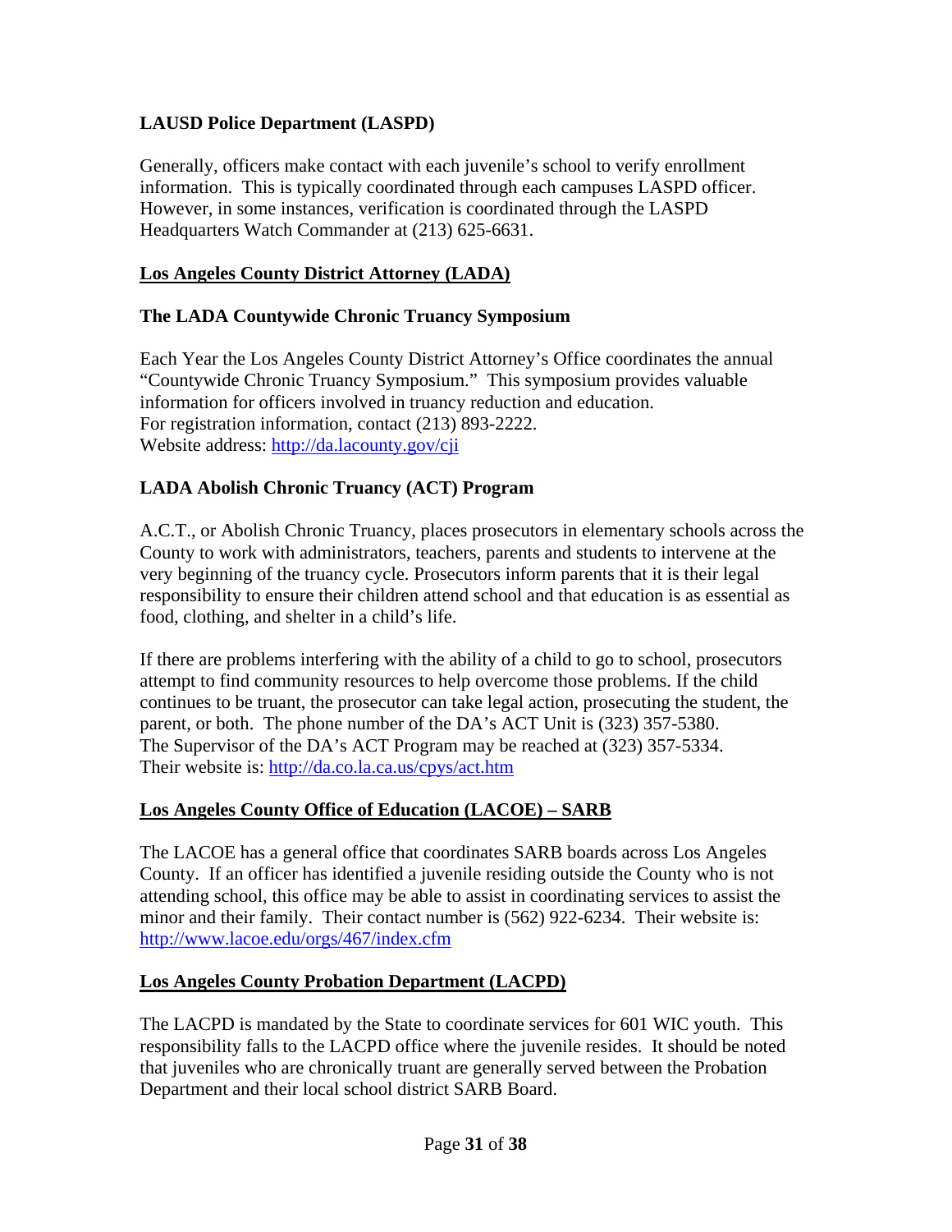**LAUSD Police Department (LASPD)**

Generally, officers make contact with each juvenile's school to verify enrollment information. This is typically coordinated through each campuses LASPD officer. However, in some instances, verification is coordinated through the LASPD Headquarters Watch Commander at (213) 625-6631.

## Los Angeles County District Attorney (LADA)

### The LADA Countywide Chronic Truancy Symposium

Each Year the Los Angeles County District Attorney's Office coordinates the annual "Countywide Chronic Truancy Symposium." This symposium provides valuable information for officers involved in truancy reduction and education.
For registration information, contact (213) 893-2222.
Website address: [http://da.lacounty.gov/cji](http://da.lacounty.gov/cji)

### LADA Abolish Chronic Truancy (ACT) Program

A.C.T., or Abolish Chronic Truancy, places prosecutors in elementary schools across the County to work with administrators, teachers, parents and students to intervene at the very beginning of the truancy cycle. Prosecutors inform parents that it is their legal responsibility to ensure their children attend school and that education is as essential as food, clothing, and shelter in a child's life.

If there are problems interfering with the ability of a child to go to school, prosecutors attempt to find community resources to help overcome those problems. If the child continues to be truant, the prosecutor can take legal action, prosecuting the student, the parent, or both. The phone number of the DA's ACT Unit is (323) 357-5380.
The Supervisor of the DA's ACT Program may be reached at (323) 357-5334.
Their website is: [http://da.co.la.ca.us/cpys/act.htm](http://da.co.la.ca.us/cpys/act.htm)

## Los Angeles County Office of Education (LACOE) – SARB

The LACOE has a general office that coordinates SARB boards across Los Angeles County. If an officer has identified a juvenile residing outside the County who is not attending school, this office may be able to assist in coordinating services to assist the minor and their family. Their contact number is (562) 922-6234. Their website is: [http://www.lacoe.edu/orgs/467/index.cfm](http://www.lacoe.edu/orgs/467/index.cfm)

## Los Angeles County Probation Department (LACPD)

The LACPD is mandated by the State to coordinate services for 601 WIC youth. This responsibility falls to the LACPD office where the juvenile resides. It should be noted that juveniles who are chronically truant are generally served between the Probation Department and their local school district SARB Board.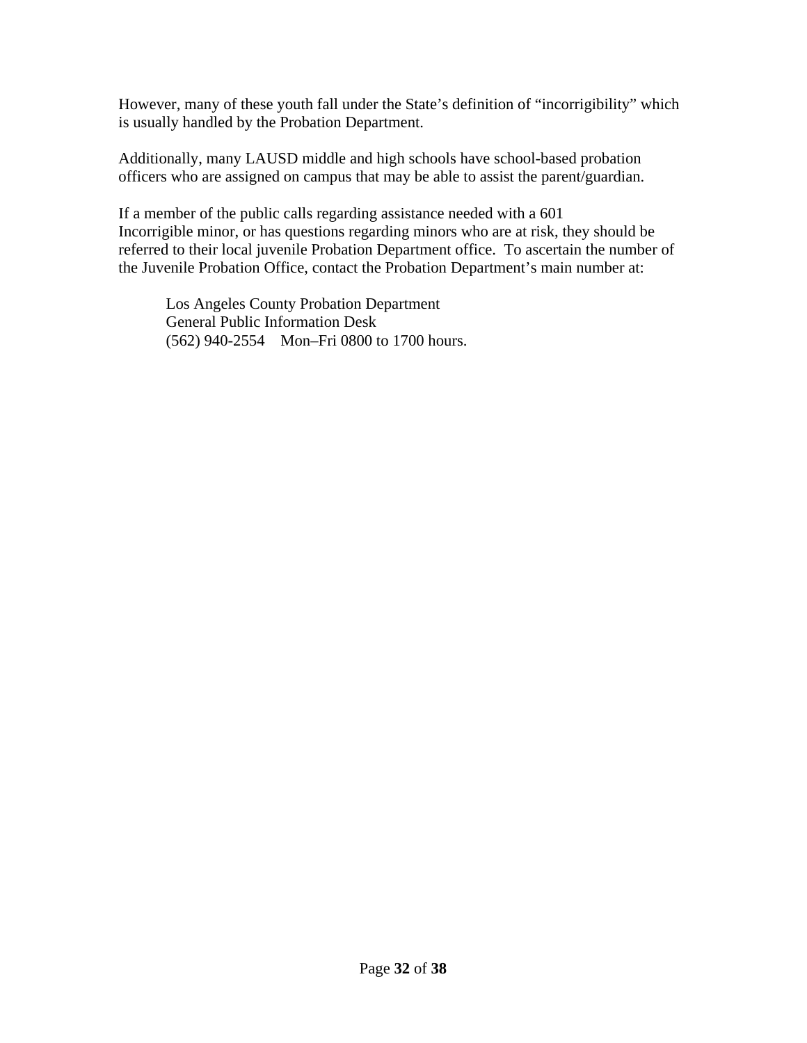However, many of these youth fall under the State's definition of "incorrigibility" which is usually handled by the Probation Department.

Additionally, many LAUSD middle and high schools have school-based probation officers who are assigned on campus that may be able to assist the parent/guardian.

If a member of the public calls regarding assistance needed with a 601 Incorrigible minor, or has questions regarding minors who are at risk, they should be referred to their local juvenile Probation Department office. To ascertain the number of the Juvenile Probation Office, contact the Probation Department's main number at:

> Los Angeles County Probation Department
> General Public Information Desk
> (562) 940-2554 Mon–Fri 0800 to 1700 hours.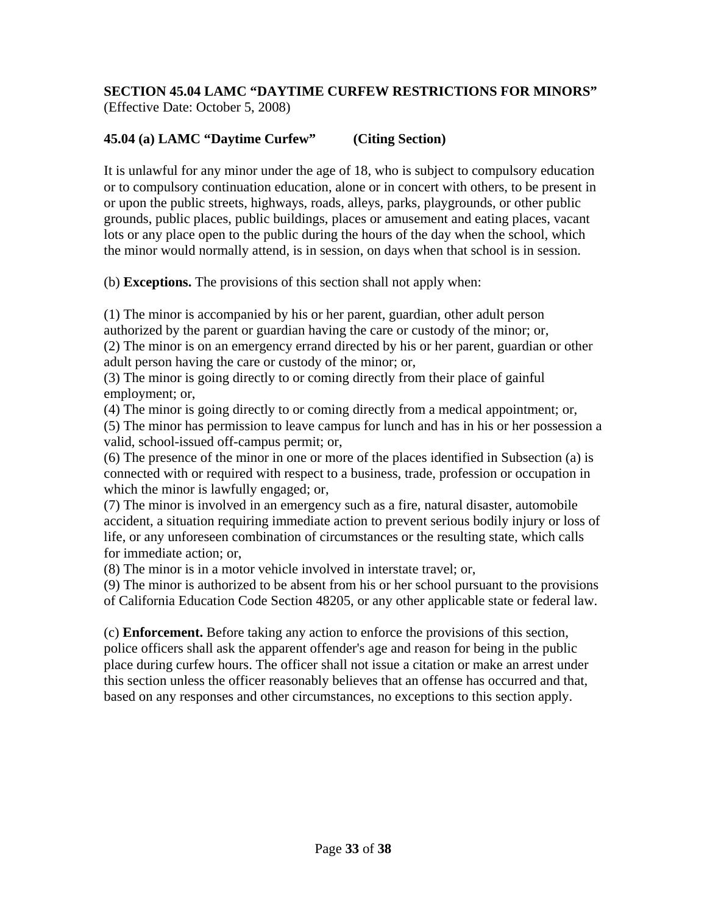**SECTION 45.04 LAMC "DAYTIME CURFEW RESTRICTIONS FOR MINORS"**
(Effective Date: October 5, 2008)

**45.04 (a) LAMC "Daytime Curfew"  (Citing Section)**

It is unlawful for any minor under the age of 18, who is subject to compulsory education or to compulsory continuation education, alone or in concert with others, to be present in or upon the public streets, highways, roads, alleys, parks, playgrounds, or other public grounds, public places, public buildings, places or amusement and eating places, vacant lots or any place open to the public during the hours of the day when the school, which the minor would normally attend, is in session, on days when that school is in session.

(b) **Exceptions.** The provisions of this section shall not apply when:

(1) The minor is accompanied by his or her parent, guardian, other adult person authorized by the parent or guardian having the care or custody of the minor; or,
(2) The minor is on an emergency errand directed by his or her parent, guardian or other adult person having the care or custody of the minor; or,
(3) The minor is going directly to or coming directly from their place of gainful employment; or,
(4) The minor is going directly to or coming directly from a medical appointment; or,
(5) The minor has permission to leave campus for lunch and has in his or her possession a valid, school-issued off-campus permit; or,
(6) The presence of the minor in one or more of the places identified in Subsection (a) is connected with or required with respect to a business, trade, profession or occupation in which the minor is lawfully engaged; or,
(7) The minor is involved in an emergency such as a fire, natural disaster, automobile accident, a situation requiring immediate action to prevent serious bodily injury or loss of life, or any unforeseen combination of circumstances or the resulting state, which calls for immediate action; or,
(8) The minor is in a motor vehicle involved in interstate travel; or,
(9) The minor is authorized to be absent from his or her school pursuant to the provisions of California Education Code Section 48205, or any other applicable state or federal law.

(c) **Enforcement.** Before taking any action to enforce the provisions of this section, police officers shall ask the apparent offender's age and reason for being in the public place during curfew hours. The officer shall not issue a citation or make an arrest under this section unless the officer reasonably believes that an offense has occurred and that, based on any responses and other circumstances, no exceptions to this section apply.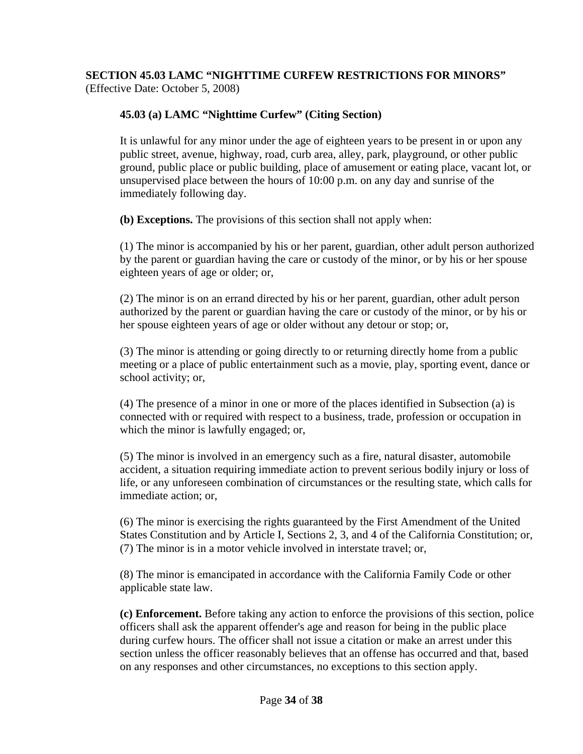**SECTION 45.03 LAMC "NIGHTTIME CURFEW RESTRICTIONS FOR MINORS"**
(Effective Date: October 5, 2008)

**45.03 (a) LAMC "Nighttime Curfew" (Citing Section)**

It is unlawful for any minor under the age of eighteen years to be present in or upon any public street, avenue, highway, road, curb area, alley, park, playground, or other public ground, public place or public building, place of amusement or eating place, vacant lot, or unsupervised place between the hours of 10:00 p.m. on any day and sunrise of the immediately following day.

**(b) Exceptions.** The provisions of this section shall not apply when:

(1) The minor is accompanied by his or her parent, guardian, other adult person authorized by the parent or guardian having the care or custody of the minor, or by his or her spouse eighteen years of age or older; or,

(2) The minor is on an errand directed by his or her parent, guardian, other adult person authorized by the parent or guardian having the care or custody of the minor, or by his or her spouse eighteen years of age or older without any detour or stop; or,

(3) The minor is attending or going directly to or returning directly home from a public meeting or a place of public entertainment such as a movie, play, sporting event, dance or school activity; or,

(4) The presence of a minor in one or more of the places identified in Subsection (a) is connected with or required with respect to a business, trade, profession or occupation in which the minor is lawfully engaged; or,

(5) The minor is involved in an emergency such as a fire, natural disaster, automobile accident, a situation requiring immediate action to prevent serious bodily injury or loss of life, or any unforeseen combination of circumstances or the resulting state, which calls for immediate action; or,

(6) The minor is exercising the rights guaranteed by the First Amendment of the United States Constitution and by Article I, Sections 2, 3, and 4 of the California Constitution; or,
(7) The minor is in a motor vehicle involved in interstate travel; or,

(8) The minor is emancipated in accordance with the California Family Code or other applicable state law.

**(c) Enforcement.** Before taking any action to enforce the provisions of this section, police officers shall ask the apparent offender's age and reason for being in the public place during curfew hours. The officer shall not issue a citation or make an arrest under this section unless the officer reasonably believes that an offense has occurred and that, based on any responses and other circumstances, no exceptions to this section apply.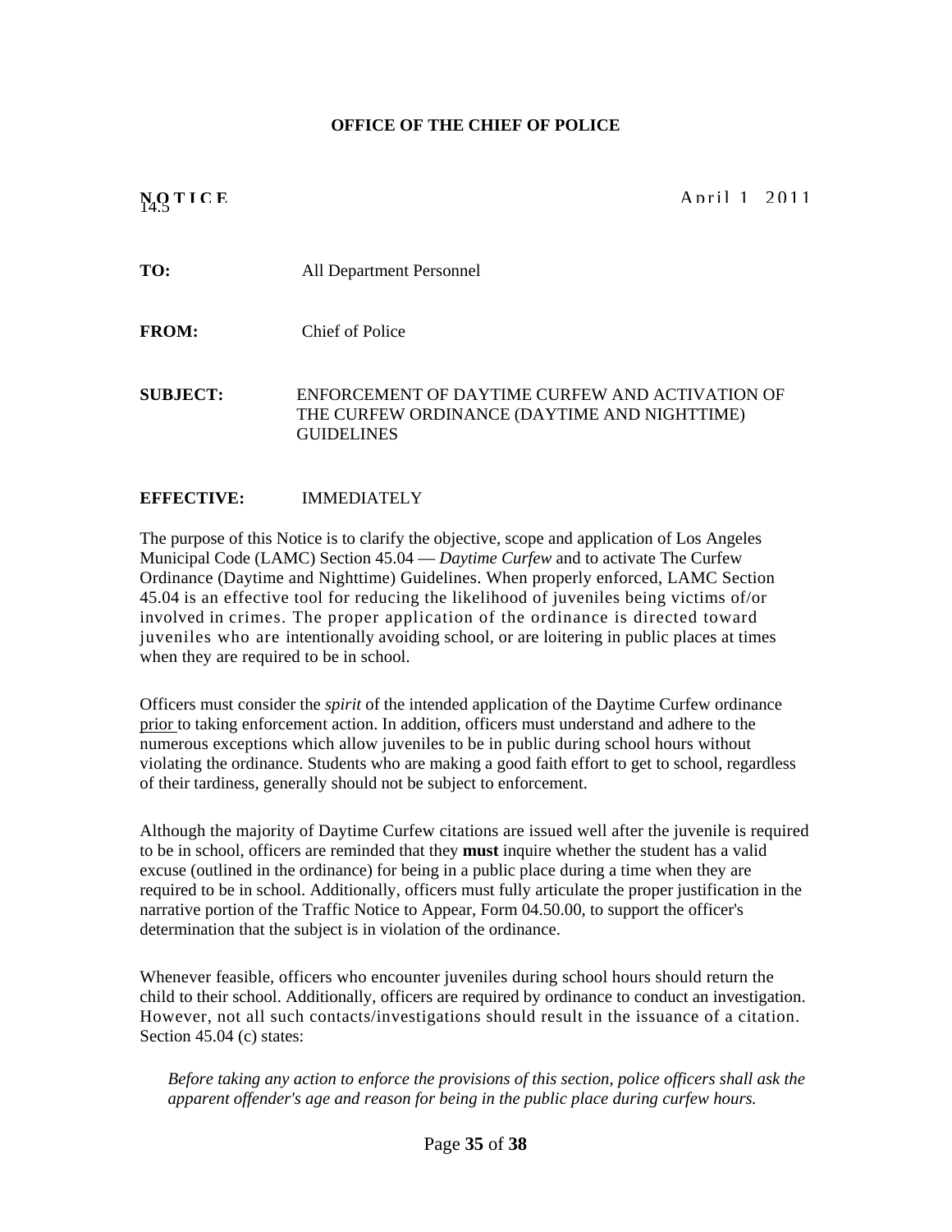**OFFICE OF THE CHIEF OF POLICE**

**NOTICE**
14.5

April 1, 2011

**TO:** All Department Personnel

**FROM:** Chief of Police

**SUBJECT:** ENFORCEMENT OF DAYTIME CURFEW AND ACTIVATION OF THE CURFEW ORDINANCE (DAYTIME AND NIGHTTIME) GUIDELINES

**EFFECTIVE:** IMMEDIATELY

The purpose of this Notice is to clarify the objective, scope and application of Los Angeles Municipal Code (LAMC) Section 45.04 — *Daytime Curfew* and to activate The Curfew Ordinance (Daytime and Nighttime) Guidelines. When properly enforced, LAMC Section 45.04 is an effective tool for reducing the likelihood of juveniles being victims of/or involved in crimes. The proper application of the ordinance is directed toward juveniles who are intentionally avoiding school, or are loitering in public places at times when they are required to be in school.

Officers must consider the *spirit* of the intended application of the Daytime Curfew ordinance prior to taking enforcement action. In addition, officers must understand and adhere to the numerous exceptions which allow juveniles to be in public during school hours without violating the ordinance. Students who are making a good faith effort to get to school, regardless of their tardiness, generally should not be subject to enforcement.

Although the majority of Daytime Curfew citations are issued well after the juvenile is required to be in school, officers are reminded that they **must** inquire whether the student has a valid excuse (outlined in the ordinance) for being in a public place during a time when they are required to be in school. Additionally, officers must fully articulate the proper justification in the narrative portion of the Traffic Notice to Appear, Form 04.50.00, to support the officer's determination that the subject is in violation of the ordinance.

Whenever feasible, officers who encounter juveniles during school hours should return the child to their school. Additionally, officers are required by ordinance to conduct an investigation. However, not all such contacts/investigations should result in the issuance of a citation. Section 45.04 (c) states:

> *Before taking any action to enforce the provisions of this section, police officers shall ask the apparent offender's age and reason for being in the public place during curfew hours.*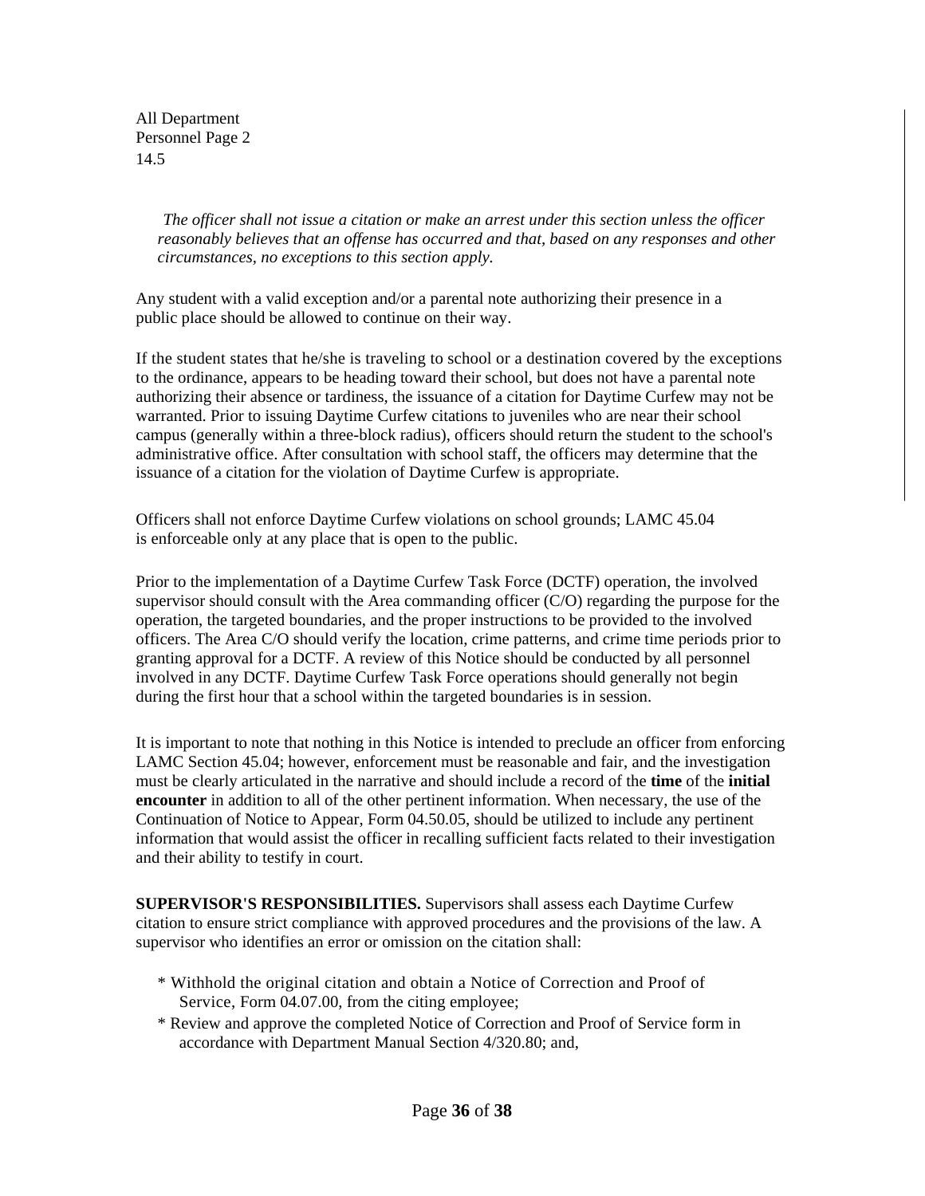*The officer shall not issue a citation or make an arrest under this section unless the officer reasonably believes that an offense has occurred and that, based on any responses and other circumstances, no exceptions to this section apply.*

Any student with a valid exception and/or a parental note authorizing their presence in a public place should be allowed to continue on their way.

If the student states that he/she is traveling to school or a destination covered by the exceptions to the ordinance, appears to be heading toward their school, but does not have a parental note authorizing their absence or tardiness, the issuance of a citation for Daytime Curfew may not be warranted. Prior to issuing Daytime Curfew citations to juveniles who are near their school campus (generally within a three-block radius), officers should return the student to the school's administrative office. After consultation with school staff, the officers may determine that the issuance of a citation for the violation of Daytime Curfew is appropriate.

Officers shall not enforce Daytime Curfew violations on school grounds; LAMC 45.04 is enforceable only at any place that is open to the public.

Prior to the implementation of a Daytime Curfew Task Force (DCTF) operation, the involved supervisor should consult with the Area commanding officer (C/O) regarding the purpose for the operation, the targeted boundaries, and the proper instructions to be provided to the involved officers. The Area C/O should verify the location, crime patterns, and crime time periods prior to granting approval for a DCTF. A review of this Notice should be conducted by all personnel involved in any DCTF. Daytime Curfew Task Force operations should generally not begin during the first hour that a school within the targeted boundaries is in session.

It is important to note that nothing in this Notice is intended to preclude an officer from enforcing LAMC Section 45.04; however, enforcement must be reasonable and fair, and the investigation must be clearly articulated in the narrative and should include a record of the **time** of the **initial encounter** in addition to all of the other pertinent information. When necessary, the use of the Continuation of Notice to Appear, Form 04.50.05, should be utilized to include any pertinent information that would assist the officer in recalling sufficient facts related to their investigation and their ability to testify in court.

**SUPERVISOR'S RESPONSIBILITIES.** Supervisors shall assess each Daytime Curfew citation to ensure strict compliance with approved procedures and the provisions of the law. A supervisor who identifies an error or omission on the citation shall:

* Withhold the original citation and obtain a Notice of Correction and Proof of Service, Form 04.07.00, from the citing employee;
* Review and approve the completed Notice of Correction and Proof of Service form in accordance with Department Manual Section 4/320.80; and,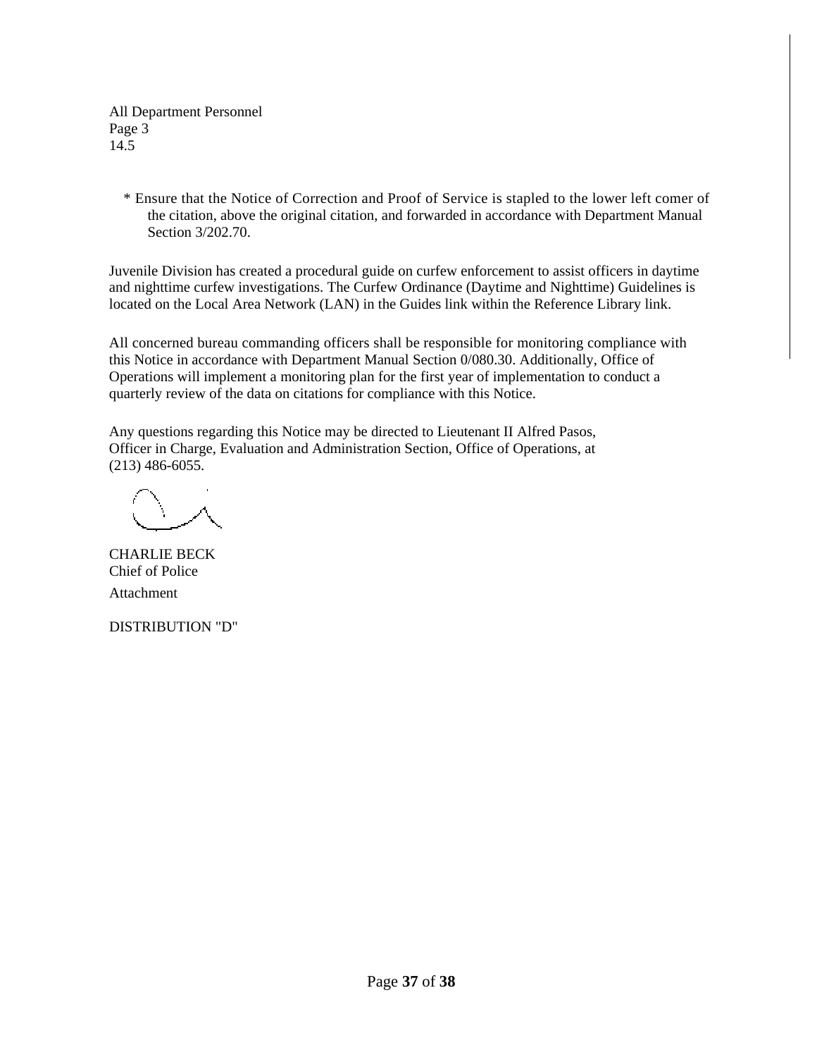All Department Personnel
Page 3
14.5

* Ensure that the Notice of Correction and Proof of Service is stapled to the lower left comer of the citation, above the original citation, and forwarded in accordance with Department Manual Section 3/202.70.

Juvenile Division has created a procedural guide on curfew enforcement to assist officers in daytime and nighttime curfew investigations. The Curfew Ordinance (Daytime and Nighttime) Guidelines is located on the Local Area Network (LAN) in the Guides link within the Reference Library link.

All concerned bureau commanding officers shall be responsible for monitoring compliance with this Notice in accordance with Department Manual Section 0/080.30. Additionally, Office of Operations will implement a monitoring plan for the first year of implementation to conduct a quarterly review of the data on citations for compliance with this Notice.

Any questions regarding this Notice may be directed to Lieutenant II Alfred Pasos, Officer in Charge, Evaluation and Administration Section, Office of Operations, at (213) 486-6055.

CHARLIE BECK
Chief of Police

Attachment

DISTRIBUTION "D"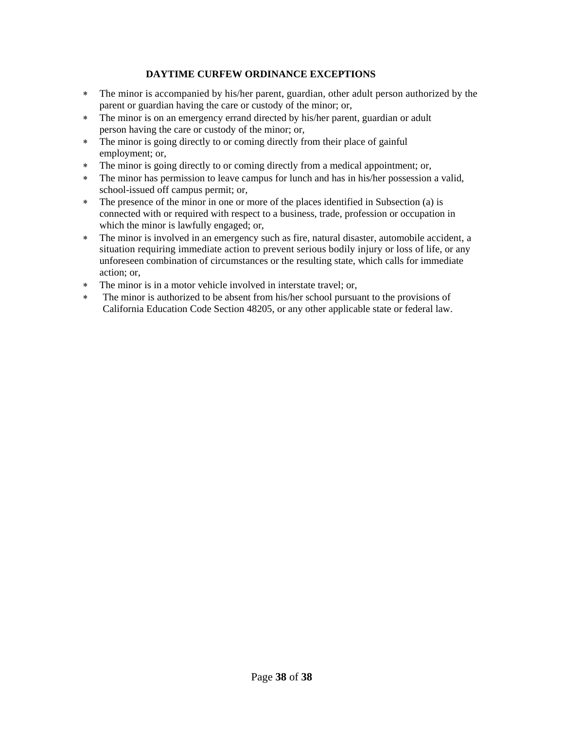### DAYTIME CURFEW ORDINANCE EXCEPTIONS

- The minor is accompanied by his/her parent, guardian, other adult person authorized by the parent or guardian having the care or custody of the minor; or,
- The minor is on an emergency errand directed by his/her parent, guardian or adult person having the care or custody of the minor; or,
- The minor is going directly to or coming directly from their place of gainful employment; or,
- The minor is going directly to or coming directly from a medical appointment; or,
- The minor has permission to leave campus for lunch and has in his/her possession a valid, school-issued off campus permit; or,
- The presence of the minor in one or more of the places identified in Subsection (a) is connected with or required with respect to a business, trade, profession or occupation in which the minor is lawfully engaged; or,
- The minor is involved in an emergency such as fire, natural disaster, automobile accident, a situation requiring immediate action to prevent serious bodily injury or loss of life, or any unforeseen combination of circumstances or the resulting state, which calls for immediate action; or,
- The minor is in a motor vehicle involved in interstate travel; or,
- The minor is authorized to be absent from his/her school pursuant to the provisions of California Education Code Section 48205, or any other applicable state or federal law.